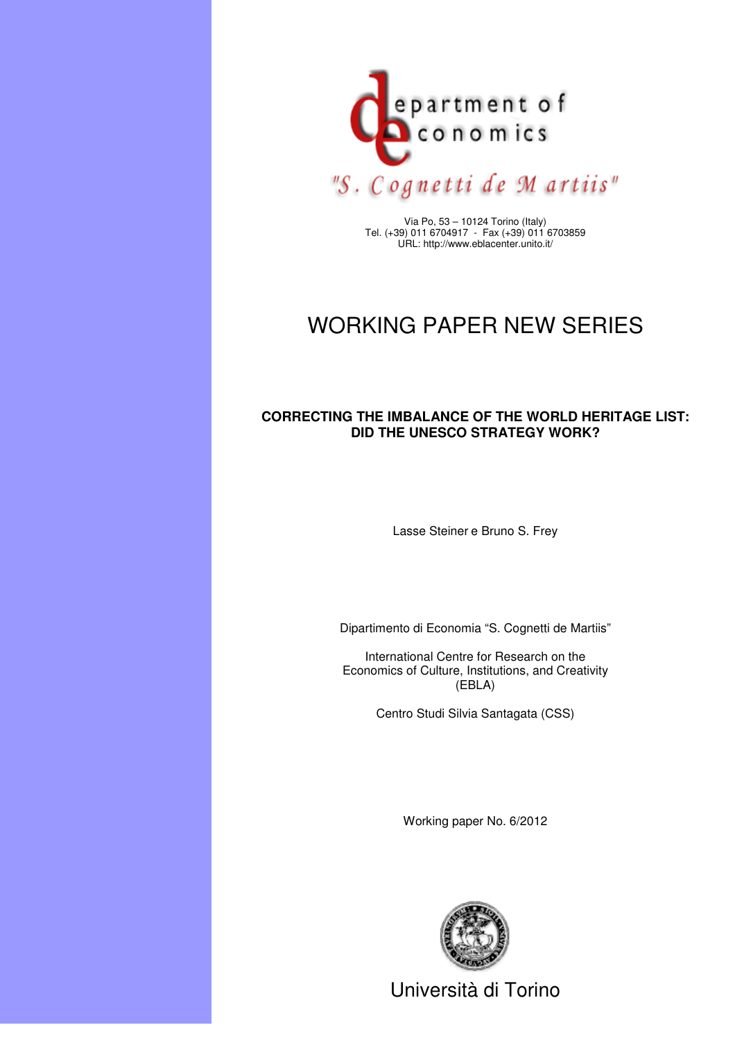department of economics

"S. Cognetti de Martiis"

Via Po, 53 – 10124 Torino (Italy)
Tel. (+39) 011 6704917 - Fax (+39) 011 6703859
URL: http://www.eblacenter.unito.it/

# WORKING PAPER NEW SERIES

## CORRECTING THE IMBALANCE OF THE WORLD HERITAGE LIST: DID THE UNESCO STRATEGY WORK?

Lasse Steiner e Bruno S. Frey

Dipartimento di Economia "S. Cognetti de Martiis"

International Centre for Research on the Economics of Culture, Institutions, and Creativity (EBLA)

Centro Studi Silvia Santagata (CSS)

Working paper No. 6/2012

Università di Torino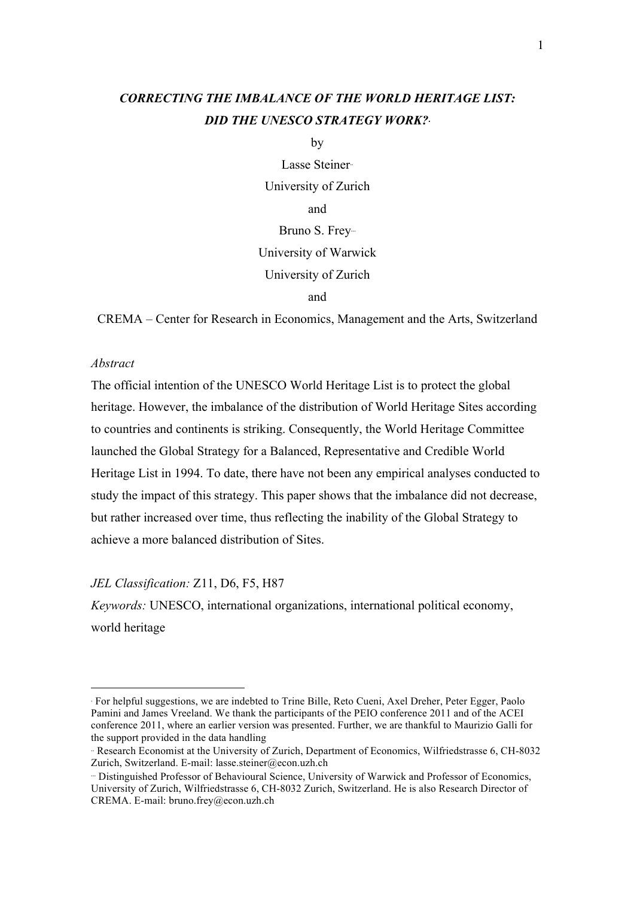***CORRECTING THE IMBALANCE OF THE WORLD HERITAGE LIST: DID THE UNESCO STRATEGY WORK?***[*]

by

Lasse Steiner[**]

University of Zurich

and

Bruno S. Frey[***]

University of Warwick

University of Zurich

and

CREMA – Center for Research in Economics, Management and the Arts, Switzerland

*Abstract*

The official intention of the UNESCO World Heritage List is to protect the global heritage. However, the imbalance of the distribution of World Heritage Sites according to countries and continents is striking. Consequently, the World Heritage Committee launched the Global Strategy for a Balanced, Representative and Credible World Heritage List in 1994. To date, there have not been any empirical analyses conducted to study the impact of this strategy. This paper shows that the imbalance did not decrease, but rather increased over time, thus reflecting the inability of the Global Strategy to achieve a more balanced distribution of Sites.

*JEL Classification:* Z11, D6, F5, H87

*Keywords:* UNESCO, international organizations, international political economy, world heritage

---

[*] For helpful suggestions, we are indebted to Trine Bille, Reto Cueni, Axel Dreher, Peter Egger, Paolo Pamini and James Vreeland. We thank the participants of the PEIO conference 2011 and of the ACEI conference 2011, where an earlier version was presented. Further, we are thankful to Maurizio Galli for the support provided in the data handling

[**] Research Economist at the University of Zurich, Department of Economics, Wilfriedstrasse 6, CH-8032 Zurich, Switzerland. E-mail: lasse.steiner@econ.uzh.ch

[***] Distinguished Professor of Behavioural Science, University of Warwick and Professor of Economics, University of Zurich, Wilfriedstrasse 6, CH-8032 Zurich, Switzerland. He is also Research Director of CREMA. E-mail: bruno.frey@econ.uzh.ch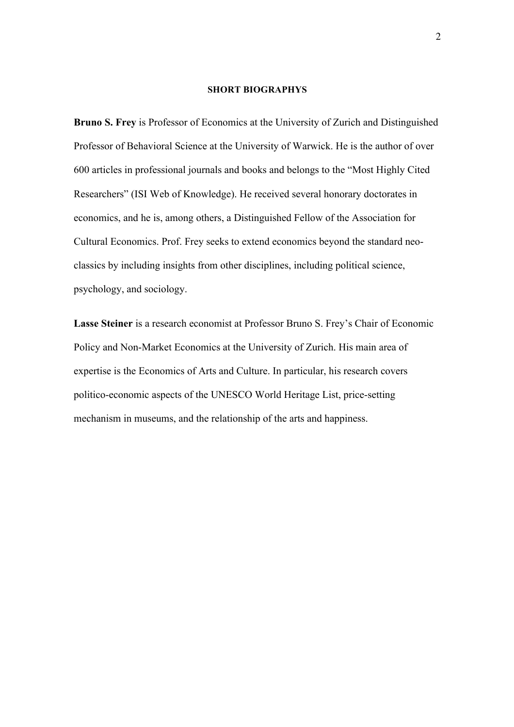## SHORT BIOGRAPHYS

**Bruno S. Frey** is Professor of Economics at the University of Zurich and Distinguished Professor of Behavioral Science at the University of Warwick. He is the author of over 600 articles in professional journals and books and belongs to the "Most Highly Cited Researchers" (ISI Web of Knowledge). He received several honorary doctorates in economics, and he is, among others, a Distinguished Fellow of the Association for Cultural Economics. Prof. Frey seeks to extend economics beyond the standard neo-classics by including insights from other disciplines, including political science, psychology, and sociology.

**Lasse Steiner** is a research economist at Professor Bruno S. Frey's Chair of Economic Policy and Non-Market Economics at the University of Zurich. His main area of expertise is the Economics of Arts and Culture. In particular, his research covers politico-economic aspects of the UNESCO World Heritage List, price-setting mechanism in museums, and the relationship of the arts and happiness.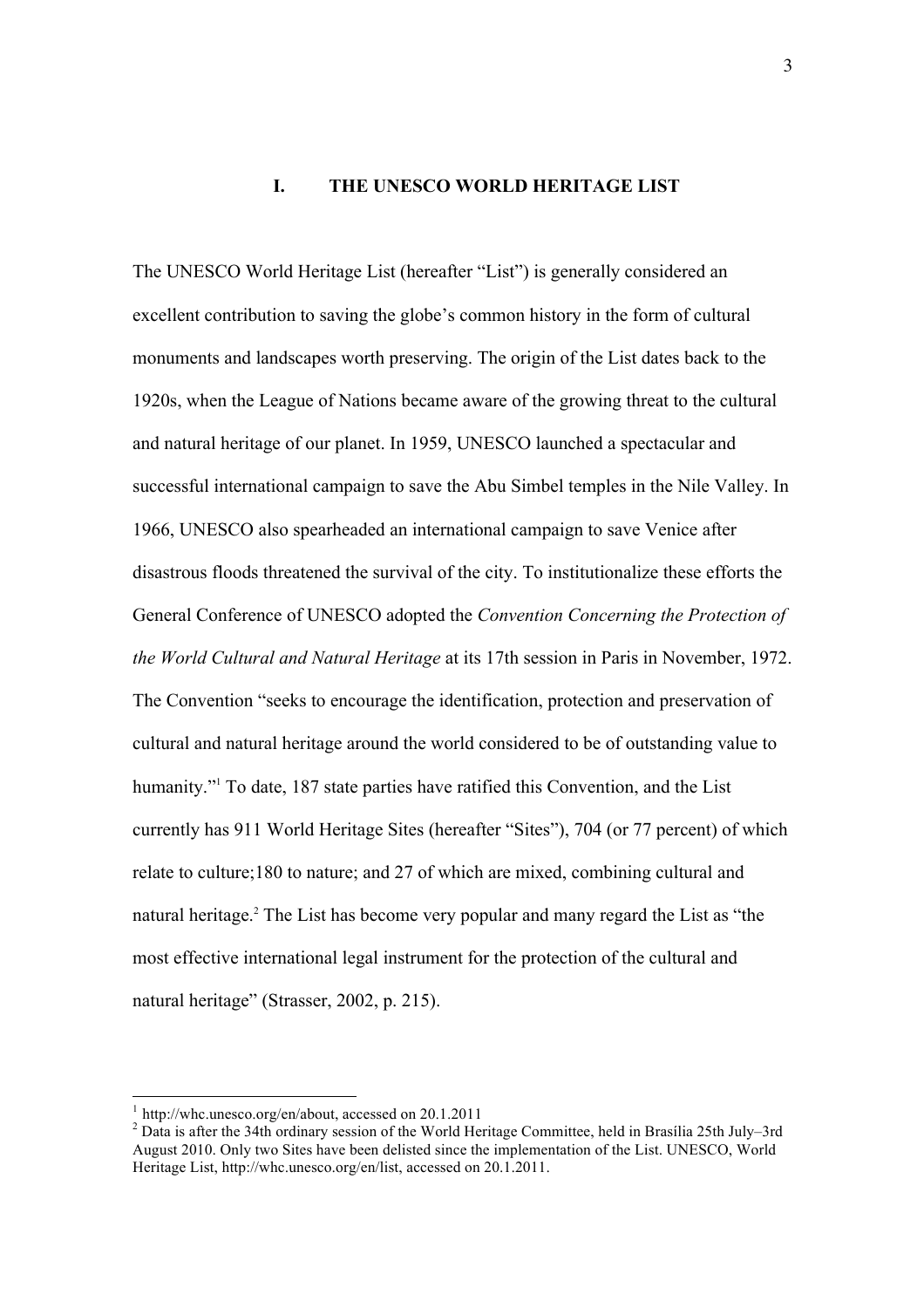# I. THE UNESCO WORLD HERITAGE LIST

The UNESCO World Heritage List (hereafter "List") is generally considered an excellent contribution to saving the globe's common history in the form of cultural monuments and landscapes worth preserving. The origin of the List dates back to the 1920s, when the League of Nations became aware of the growing threat to the cultural and natural heritage of our planet. In 1959, UNESCO launched a spectacular and successful international campaign to save the Abu Simbel temples in the Nile Valley. In 1966, UNESCO also spearheaded an international campaign to save Venice after disastrous floods threatened the survival of the city. To institutionalize these efforts the General Conference of UNESCO adopted the *Convention Concerning the Protection of the World Cultural and Natural Heritage* at its 17th session in Paris in November, 1972. The Convention "seeks to encourage the identification, protection and preservation of cultural and natural heritage around the world considered to be of outstanding value to humanity."[1] To date, 187 state parties have ratified this Convention, and the List currently has 911 World Heritage Sites (hereafter "Sites"), 704 (or 77 percent) of which relate to culture;180 to nature; and 27 of which are mixed, combining cultural and natural heritage.[2] The List has become very popular and many regard the List as "the most effective international legal instrument for the protection of the cultural and natural heritage" (Strasser, 2002, p. 215).

---

[1] http://whc.unesco.org/en/about, accessed on 20.1.2011

[2] Data is after the 34th ordinary session of the World Heritage Committee, held in Brasília 25th July–3rd August 2010. Only two Sites have been delisted since the implementation of the List. UNESCO, World Heritage List, http://whc.unesco.org/en/list, accessed on 20.1.2011.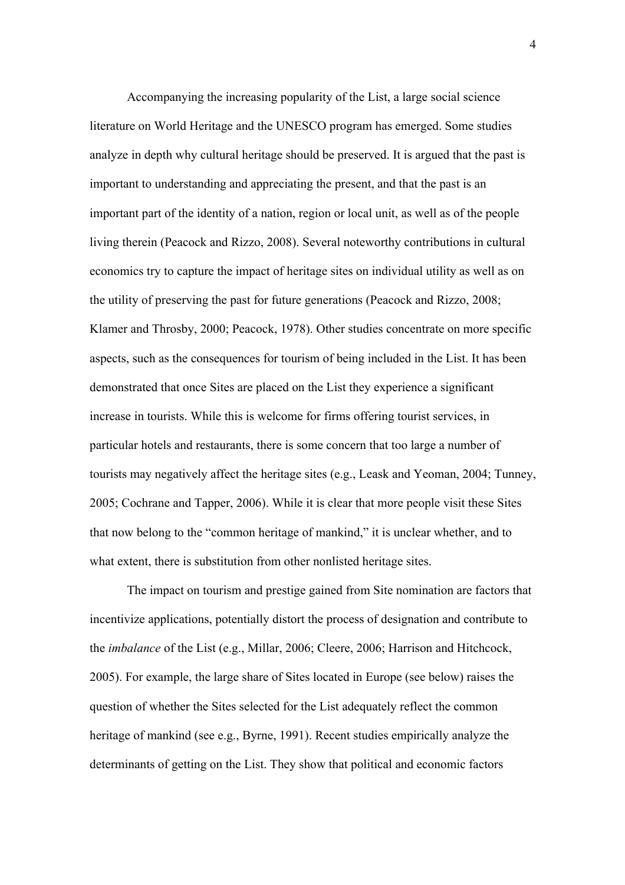Accompanying the increasing popularity of the List, a large social science literature on World Heritage and the UNESCO program has emerged. Some studies analyze in depth why cultural heritage should be preserved. It is argued that the past is important to understanding and appreciating the present, and that the past is an important part of the identity of a nation, region or local unit, as well as of the people living therein (Peacock and Rizzo, 2008). Several noteworthy contributions in cultural economics try to capture the impact of heritage sites on individual utility as well as on the utility of preserving the past for future generations (Peacock and Rizzo, 2008; Klamer and Throsby, 2000; Peacock, 1978). Other studies concentrate on more specific aspects, such as the consequences for tourism of being included in the List. It has been demonstrated that once Sites are placed on the List they experience a significant increase in tourists. While this is welcome for firms offering tourist services, in particular hotels and restaurants, there is some concern that too large a number of tourists may negatively affect the heritage sites (e.g., Leask and Yeoman, 2004; Tunney, 2005; Cochrane and Tapper, 2006). While it is clear that more people visit these Sites that now belong to the "common heritage of mankind," it is unclear whether, and to what extent, there is substitution from other nonlisted heritage sites.

The impact on tourism and prestige gained from Site nomination are factors that incentivize applications, potentially distort the process of designation and contribute to the *imbalance* of the List (e.g., Millar, 2006; Cleere, 2006; Harrison and Hitchcock, 2005). For example, the large share of Sites located in Europe (see below) raises the question of whether the Sites selected for the List adequately reflect the common heritage of mankind (see e.g., Byrne, 1991). Recent studies empirically analyze the determinants of getting on the List. They show that political and economic factors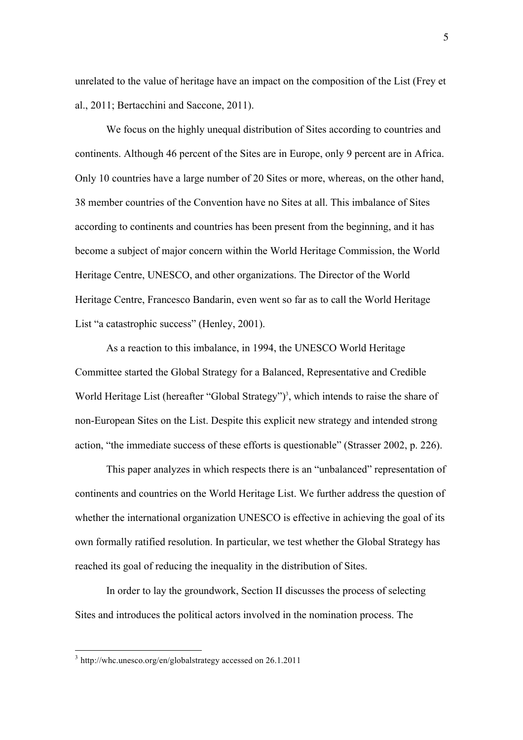unrelated to the value of heritage have an impact on the composition of the List (Frey et al., 2011; Bertacchini and Saccone, 2011).

We focus on the highly unequal distribution of Sites according to countries and continents. Although 46 percent of the Sites are in Europe, only 9 percent are in Africa. Only 10 countries have a large number of 20 Sites or more, whereas, on the other hand, 38 member countries of the Convention have no Sites at all. This imbalance of Sites according to continents and countries has been present from the beginning, and it has become a subject of major concern within the World Heritage Commission, the World Heritage Centre, UNESCO, and other organizations. The Director of the World Heritage Centre, Francesco Bandarin, even went so far as to call the World Heritage List "a catastrophic success" (Henley, 2001).

As a reaction to this imbalance, in 1994, the UNESCO World Heritage Committee started the Global Strategy for a Balanced, Representative and Credible World Heritage List (hereafter "Global Strategy")[3], which intends to raise the share of non-European Sites on the List. Despite this explicit new strategy and intended strong action, "the immediate success of these efforts is questionable" (Strasser 2002, p. 226).

This paper analyzes in which respects there is an "unbalanced" representation of continents and countries on the World Heritage List. We further address the question of whether the international organization UNESCO is effective in achieving the goal of its own formally ratified resolution. In particular, we test whether the Global Strategy has reached its goal of reducing the inequality in the distribution of Sites.

In order to lay the groundwork, Section II discusses the process of selecting Sites and introduces the political actors involved in the nomination process. The

---

[3] http://whc.unesco.org/en/globalstrategy accessed on 26.1.2011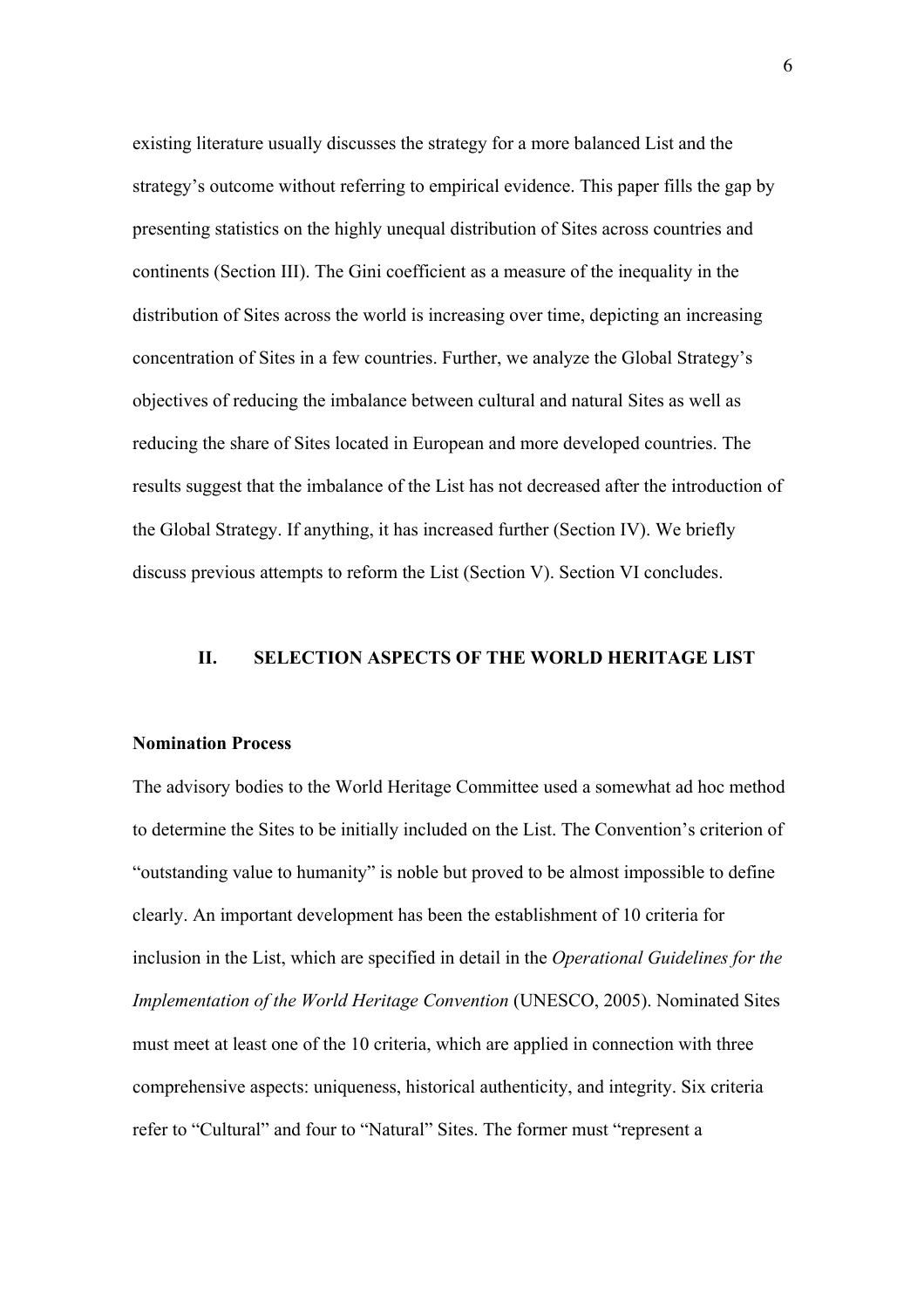existing literature usually discusses the strategy for a more balanced List and the strategy's outcome without referring to empirical evidence. This paper fills the gap by presenting statistics on the highly unequal distribution of Sites across countries and continents (Section III). The Gini coefficient as a measure of the inequality in the distribution of Sites across the world is increasing over time, depicting an increasing concentration of Sites in a few countries. Further, we analyze the Global Strategy's objectives of reducing the imbalance between cultural and natural Sites as well as reducing the share of Sites located in European and more developed countries. The results suggest that the imbalance of the List has not decreased after the introduction of the Global Strategy. If anything, it has increased further (Section IV). We briefly discuss previous attempts to reform the List (Section V). Section VI concludes.

## II. SELECTION ASPECTS OF THE WORLD HERITAGE LIST

### Nomination Process

The advisory bodies to the World Heritage Committee used a somewhat ad hoc method to determine the Sites to be initially included on the List. The Convention's criterion of "outstanding value to humanity" is noble but proved to be almost impossible to define clearly. An important development has been the establishment of 10 criteria for inclusion in the List, which are specified in detail in the *Operational Guidelines for the Implementation of the World Heritage Convention* (UNESCO, 2005). Nominated Sites must meet at least one of the 10 criteria, which are applied in connection with three comprehensive aspects: uniqueness, historical authenticity, and integrity. Six criteria refer to "Cultural" and four to "Natural" Sites. The former must "represent a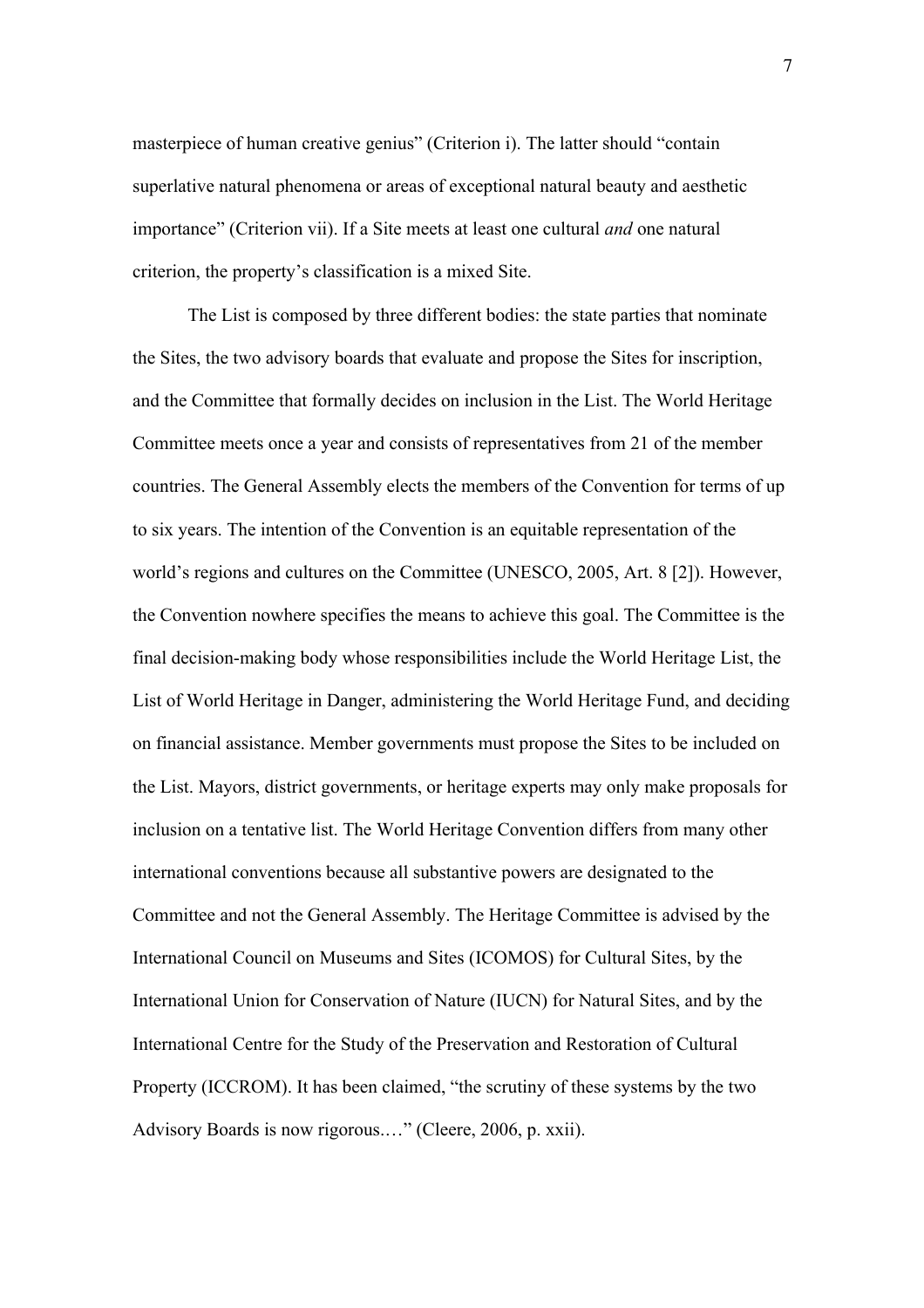masterpiece of human creative genius" (Criterion i). The latter should "contain superlative natural phenomena or areas of exceptional natural beauty and aesthetic importance" (Criterion vii). If a Site meets at least one cultural *and* one natural criterion, the property's classification is a mixed Site.

The List is composed by three different bodies: the state parties that nominate the Sites, the two advisory boards that evaluate and propose the Sites for inscription, and the Committee that formally decides on inclusion in the List. The World Heritage Committee meets once a year and consists of representatives from 21 of the member countries. The General Assembly elects the members of the Convention for terms of up to six years. The intention of the Convention is an equitable representation of the world's regions and cultures on the Committee (UNESCO, 2005, Art. 8 [2]). However, the Convention nowhere specifies the means to achieve this goal. The Committee is the final decision-making body whose responsibilities include the World Heritage List, the List of World Heritage in Danger, administering the World Heritage Fund, and deciding on financial assistance. Member governments must propose the Sites to be included on the List. Mayors, district governments, or heritage experts may only make proposals for inclusion on a tentative list. The World Heritage Convention differs from many other international conventions because all substantive powers are designated to the Committee and not the General Assembly. The Heritage Committee is advised by the International Council on Museums and Sites (ICOMOS) for Cultural Sites, by the International Union for Conservation of Nature (IUCN) for Natural Sites, and by the International Centre for the Study of the Preservation and Restoration of Cultural Property (ICCROM). It has been claimed, "the scrutiny of these systems by the two Advisory Boards is now rigorous.…" (Cleere, 2006, p. xxii).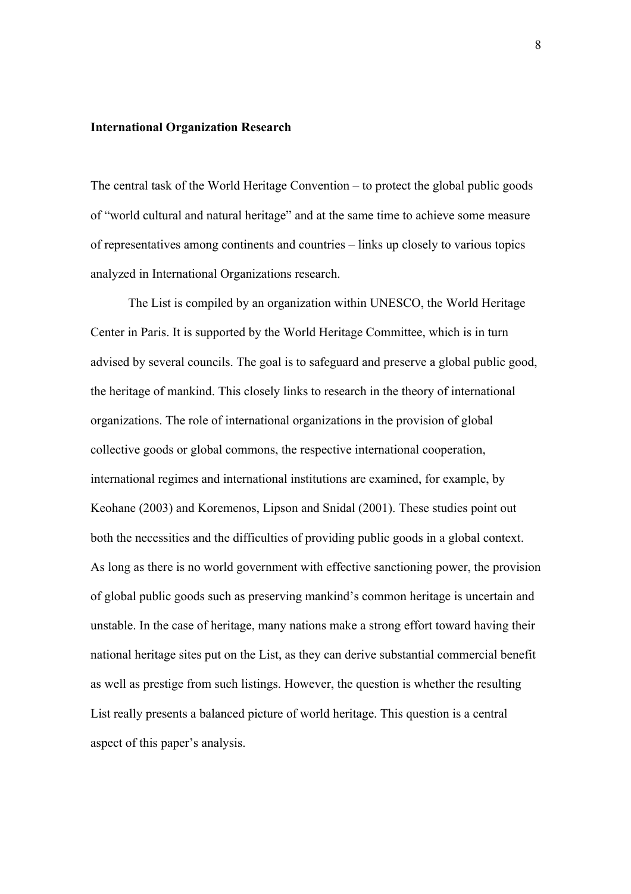**International Organization Research**

The central task of the World Heritage Convention – to protect the global public goods of "world cultural and natural heritage" and at the same time to achieve some measure of representatives among continents and countries – links up closely to various topics analyzed in International Organizations research.

The List is compiled by an organization within UNESCO, the World Heritage Center in Paris. It is supported by the World Heritage Committee, which is in turn advised by several councils. The goal is to safeguard and preserve a global public good, the heritage of mankind. This closely links to research in the theory of international organizations. The role of international organizations in the provision of global collective goods or global commons, the respective international cooperation, international regimes and international institutions are examined, for example, by Keohane (2003) and Koremenos, Lipson and Snidal (2001). These studies point out both the necessities and the difficulties of providing public goods in a global context. As long as there is no world government with effective sanctioning power, the provision of global public goods such as preserving mankind's common heritage is uncertain and unstable. In the case of heritage, many nations make a strong effort toward having their national heritage sites put on the List, as they can derive substantial commercial benefit as well as prestige from such listings. However, the question is whether the resulting List really presents a balanced picture of world heritage. This question is a central aspect of this paper's analysis.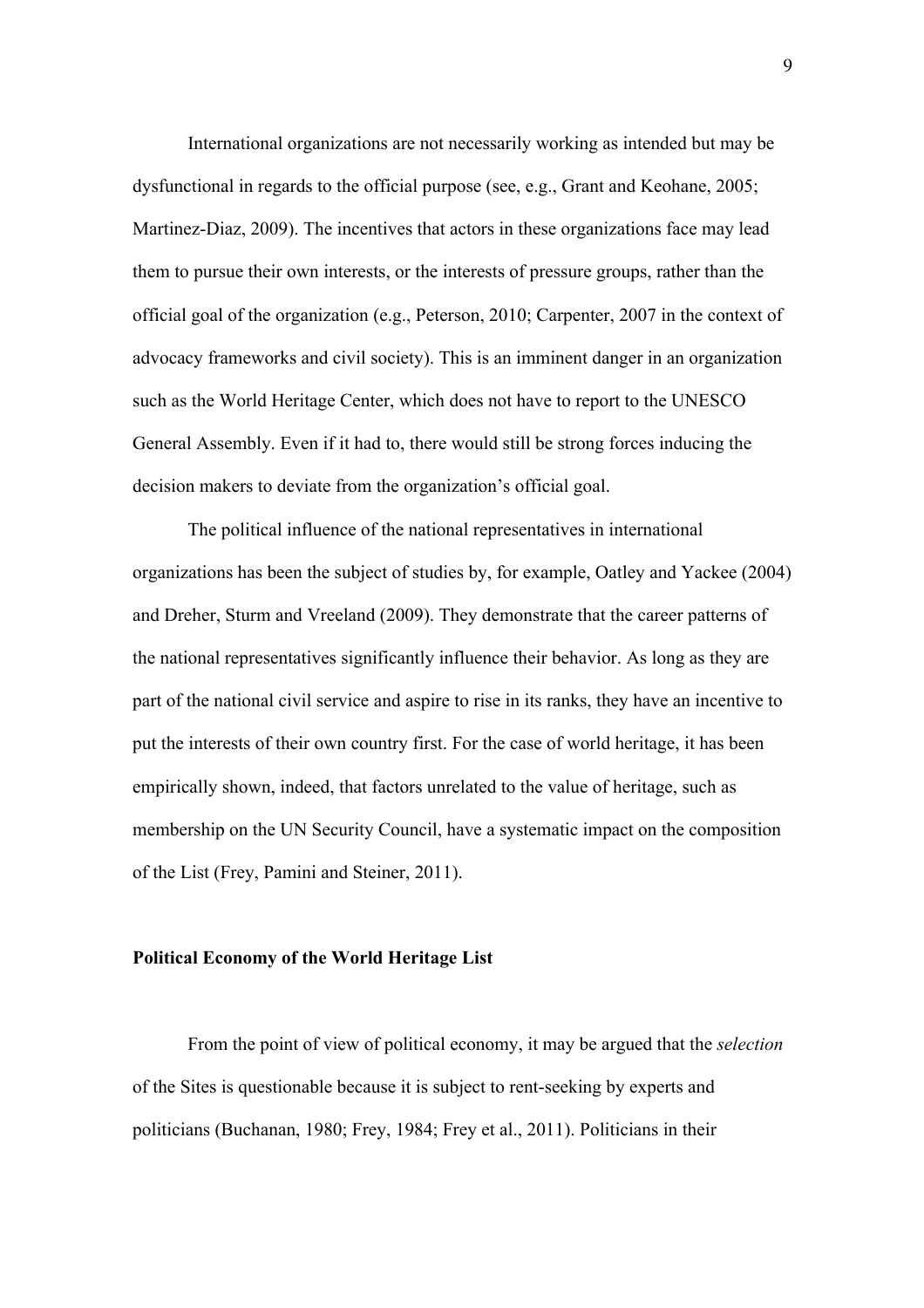International organizations are not necessarily working as intended but may be dysfunctional in regards to the official purpose (see, e.g., Grant and Keohane, 2005; Martinez-Diaz, 2009). The incentives that actors in these organizations face may lead them to pursue their own interests, or the interests of pressure groups, rather than the official goal of the organization (e.g., Peterson, 2010; Carpenter, 2007 in the context of advocacy frameworks and civil society). This is an imminent danger in an organization such as the World Heritage Center, which does not have to report to the UNESCO General Assembly. Even if it had to, there would still be strong forces inducing the decision makers to deviate from the organization's official goal.

The political influence of the national representatives in international organizations has been the subject of studies by, for example, Oatley and Yackee (2004) and Dreher, Sturm and Vreeland (2009). They demonstrate that the career patterns of the national representatives significantly influence their behavior. As long as they are part of the national civil service and aspire to rise in its ranks, they have an incentive to put the interests of their own country first. For the case of world heritage, it has been empirically shown, indeed, that factors unrelated to the value of heritage, such as membership on the UN Security Council, have a systematic impact on the composition of the List (Frey, Pamini and Steiner, 2011).

## Political Economy of the World Heritage List

From the point of view of political economy, it may be argued that the *selection* of the Sites is questionable because it is subject to rent-seeking by experts and politicians (Buchanan, 1980; Frey, 1984; Frey et al., 2011). Politicians in their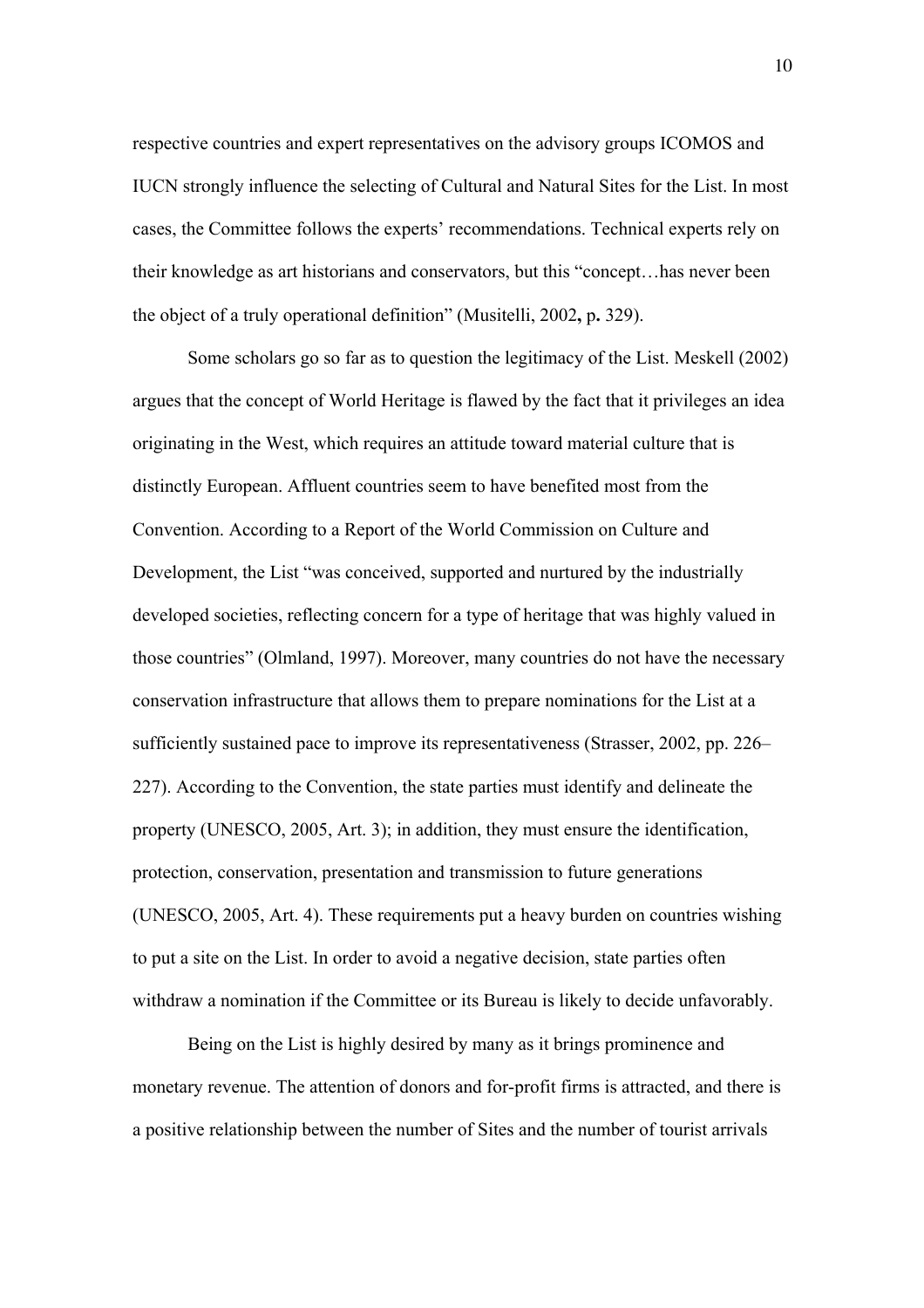respective countries and expert representatives on the advisory groups ICOMOS and IUCN strongly influence the selecting of Cultural and Natural Sites for the List. In most cases, the Committee follows the experts' recommendations. Technical experts rely on their knowledge as art historians and conservators, but this "concept…has never been the object of a truly operational definition" (Musitelli, 2002**,** p**.** 329).

Some scholars go so far as to question the legitimacy of the List. Meskell (2002) argues that the concept of World Heritage is flawed by the fact that it privileges an idea originating in the West, which requires an attitude toward material culture that is distinctly European. Affluent countries seem to have benefited most from the Convention. According to a Report of the World Commission on Culture and Development, the List "was conceived, supported and nurtured by the industrially developed societies, reflecting concern for a type of heritage that was highly valued in those countries" (Olmland, 1997). Moreover, many countries do not have the necessary conservation infrastructure that allows them to prepare nominations for the List at a sufficiently sustained pace to improve its representativeness (Strasser, 2002, pp. 226–227). According to the Convention, the state parties must identify and delineate the property (UNESCO, 2005, Art. 3); in addition, they must ensure the identification, protection, conservation, presentation and transmission to future generations (UNESCO, 2005, Art. 4). These requirements put a heavy burden on countries wishing to put a site on the List. In order to avoid a negative decision, state parties often withdraw a nomination if the Committee or its Bureau is likely to decide unfavorably.

Being on the List is highly desired by many as it brings prominence and monetary revenue. The attention of donors and for-profit firms is attracted, and there is a positive relationship between the number of Sites and the number of tourist arrivals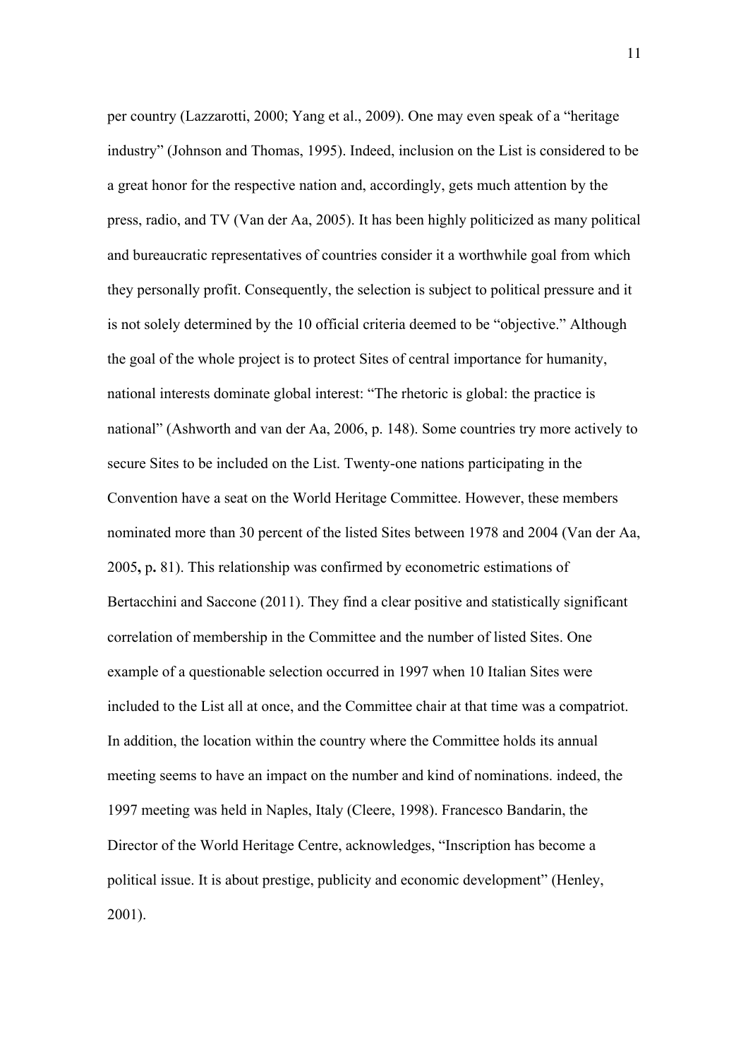per country (Lazzarotti, 2000; Yang et al., 2009). One may even speak of a "heritage industry" (Johnson and Thomas, 1995). Indeed, inclusion on the List is considered to be a great honor for the respective nation and, accordingly, gets much attention by the press, radio, and TV (Van der Aa, 2005). It has been highly politicized as many political and bureaucratic representatives of countries consider it a worthwhile goal from which they personally profit. Consequently, the selection is subject to political pressure and it is not solely determined by the 10 official criteria deemed to be "objective." Although the goal of the whole project is to protect Sites of central importance for humanity, national interests dominate global interest: "The rhetoric is global: the practice is national" (Ashworth and van der Aa, 2006, p. 148). Some countries try more actively to secure Sites to be included on the List. Twenty-one nations participating in the Convention have a seat on the World Heritage Committee. However, these members nominated more than 30 percent of the listed Sites between 1978 and 2004 (Van der Aa, 2005**,** p**.** 81). This relationship was confirmed by econometric estimations of Bertacchini and Saccone (2011). They find a clear positive and statistically significant correlation of membership in the Committee and the number of listed Sites. One example of a questionable selection occurred in 1997 when 10 Italian Sites were included to the List all at once, and the Committee chair at that time was a compatriot. In addition, the location within the country where the Committee holds its annual meeting seems to have an impact on the number and kind of nominations. indeed, the 1997 meeting was held in Naples, Italy (Cleere, 1998). Francesco Bandarin, the Director of the World Heritage Centre, acknowledges, "Inscription has become a political issue. It is about prestige, publicity and economic development" (Henley, 2001).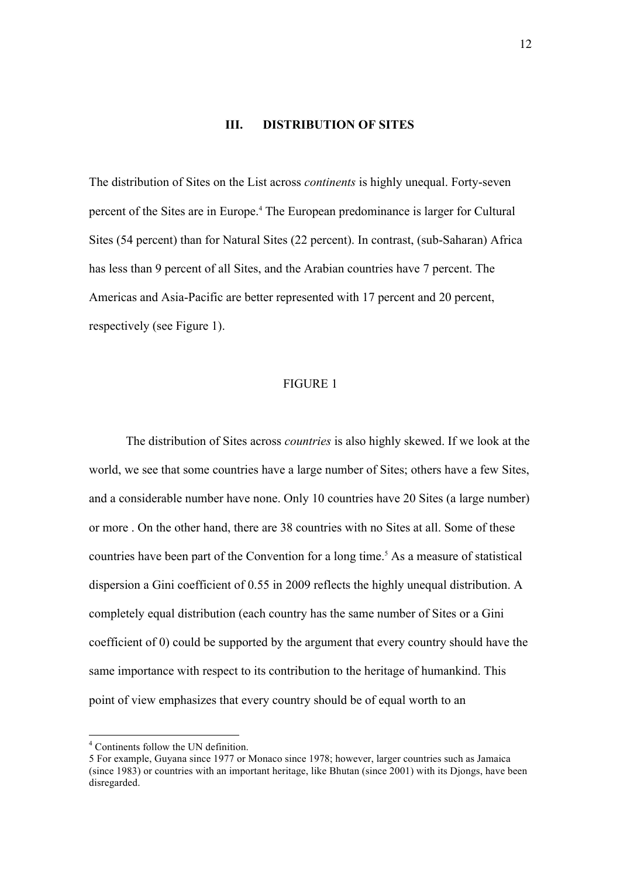## III. DISTRIBUTION OF SITES

The distribution of Sites on the List across *continents* is highly unequal. Forty-seven percent of the Sites are in Europe.[4] The European predominance is larger for Cultural Sites (54 percent) than for Natural Sites (22 percent). In contrast, (sub-Saharan) Africa has less than 9 percent of all Sites, and the Arabian countries have 7 percent. The Americas and Asia-Pacific are better represented with 17 percent and 20 percent, respectively (see Figure 1).

FIGURE 1

The distribution of Sites across *countries* is also highly skewed. If we look at the world, we see that some countries have a large number of Sites; others have a few Sites, and a considerable number have none. Only 10 countries have 20 Sites (a large number) or more . On the other hand, there are 38 countries with no Sites at all. Some of these countries have been part of the Convention for a long time.[5] As a measure of statistical dispersion a Gini coefficient of 0.55 in 2009 reflects the highly unequal distribution. A completely equal distribution (each country has the same number of Sites or a Gini coefficient of 0) could be supported by the argument that every country should have the same importance with respect to its contribution to the heritage of humankind. This point of view emphasizes that every country should be of equal worth to an

---

[4] Continents follow the UN definition.

5 For example, Guyana since 1977 or Monaco since 1978; however, larger countries such as Jamaica (since 1983) or countries with an important heritage, like Bhutan (since 2001) with its Djongs, have been disregarded.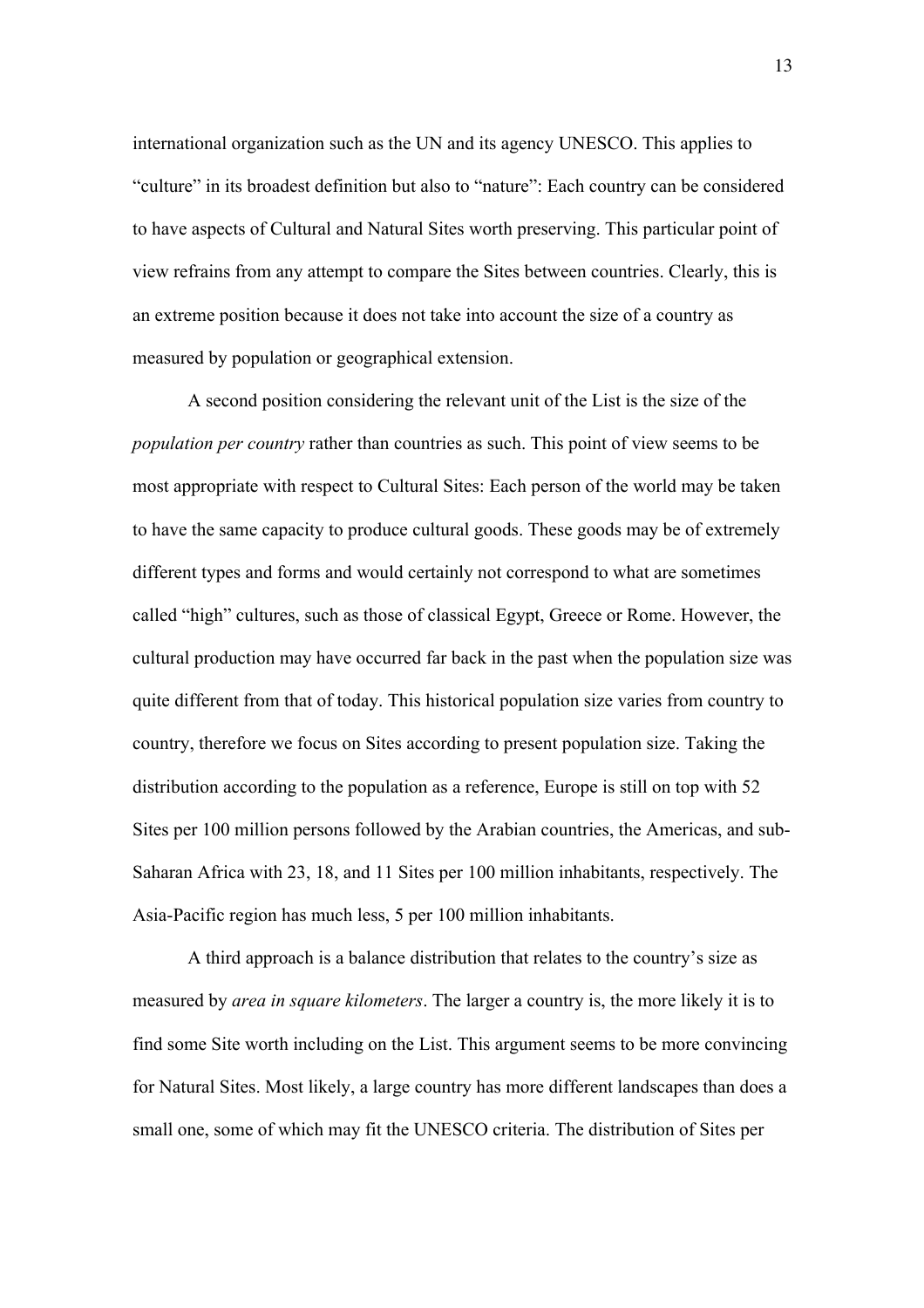international organization such as the UN and its agency UNESCO. This applies to "culture" in its broadest definition but also to "nature": Each country can be considered to have aspects of Cultural and Natural Sites worth preserving. This particular point of view refrains from any attempt to compare the Sites between countries. Clearly, this is an extreme position because it does not take into account the size of a country as measured by population or geographical extension.

A second position considering the relevant unit of the List is the size of the *population per country* rather than countries as such. This point of view seems to be most appropriate with respect to Cultural Sites: Each person of the world may be taken to have the same capacity to produce cultural goods. These goods may be of extremely different types and forms and would certainly not correspond to what are sometimes called "high" cultures, such as those of classical Egypt, Greece or Rome. However, the cultural production may have occurred far back in the past when the population size was quite different from that of today. This historical population size varies from country to country, therefore we focus on Sites according to present population size. Taking the distribution according to the population as a reference, Europe is still on top with 52 Sites per 100 million persons followed by the Arabian countries, the Americas, and sub-Saharan Africa with 23, 18, and 11 Sites per 100 million inhabitants, respectively. The Asia-Pacific region has much less, 5 per 100 million inhabitants.

A third approach is a balance distribution that relates to the country's size as measured by *area in square kilometers*. The larger a country is, the more likely it is to find some Site worth including on the List. This argument seems to be more convincing for Natural Sites. Most likely, a large country has more different landscapes than does a small one, some of which may fit the UNESCO criteria. The distribution of Sites per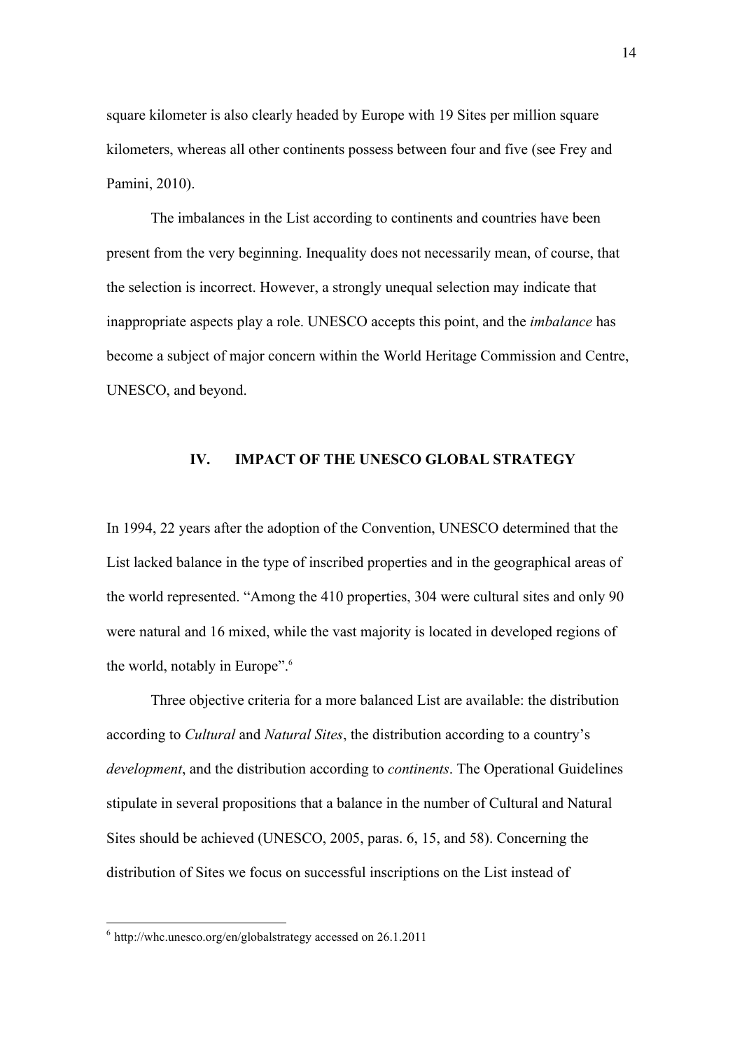square kilometer is also clearly headed by Europe with 19 Sites per million square kilometers, whereas all other continents possess between four and five (see Frey and Pamini, 2010).

The imbalances in the List according to continents and countries have been present from the very beginning. Inequality does not necessarily mean, of course, that the selection is incorrect. However, a strongly unequal selection may indicate that inappropriate aspects play a role. UNESCO accepts this point, and the *imbalance* has become a subject of major concern within the World Heritage Commission and Centre, UNESCO, and beyond.

## IV. IMPACT OF THE UNESCO GLOBAL STRATEGY

In 1994, 22 years after the adoption of the Convention, UNESCO determined that the List lacked balance in the type of inscribed properties and in the geographical areas of the world represented. "Among the 410 properties, 304 were cultural sites and only 90 were natural and 16 mixed, while the vast majority is located in developed regions of the world, notably in Europe".[6]

Three objective criteria for a more balanced List are available: the distribution according to *Cultural* and *Natural Sites*, the distribution according to a country's *development*, and the distribution according to *continents*. The Operational Guidelines stipulate in several propositions that a balance in the number of Cultural and Natural Sites should be achieved (UNESCO, 2005, paras. 6, 15, and 58). Concerning the distribution of Sites we focus on successful inscriptions on the List instead of

[6] http://whc.unesco.org/en/globalstrategy accessed on 26.1.2011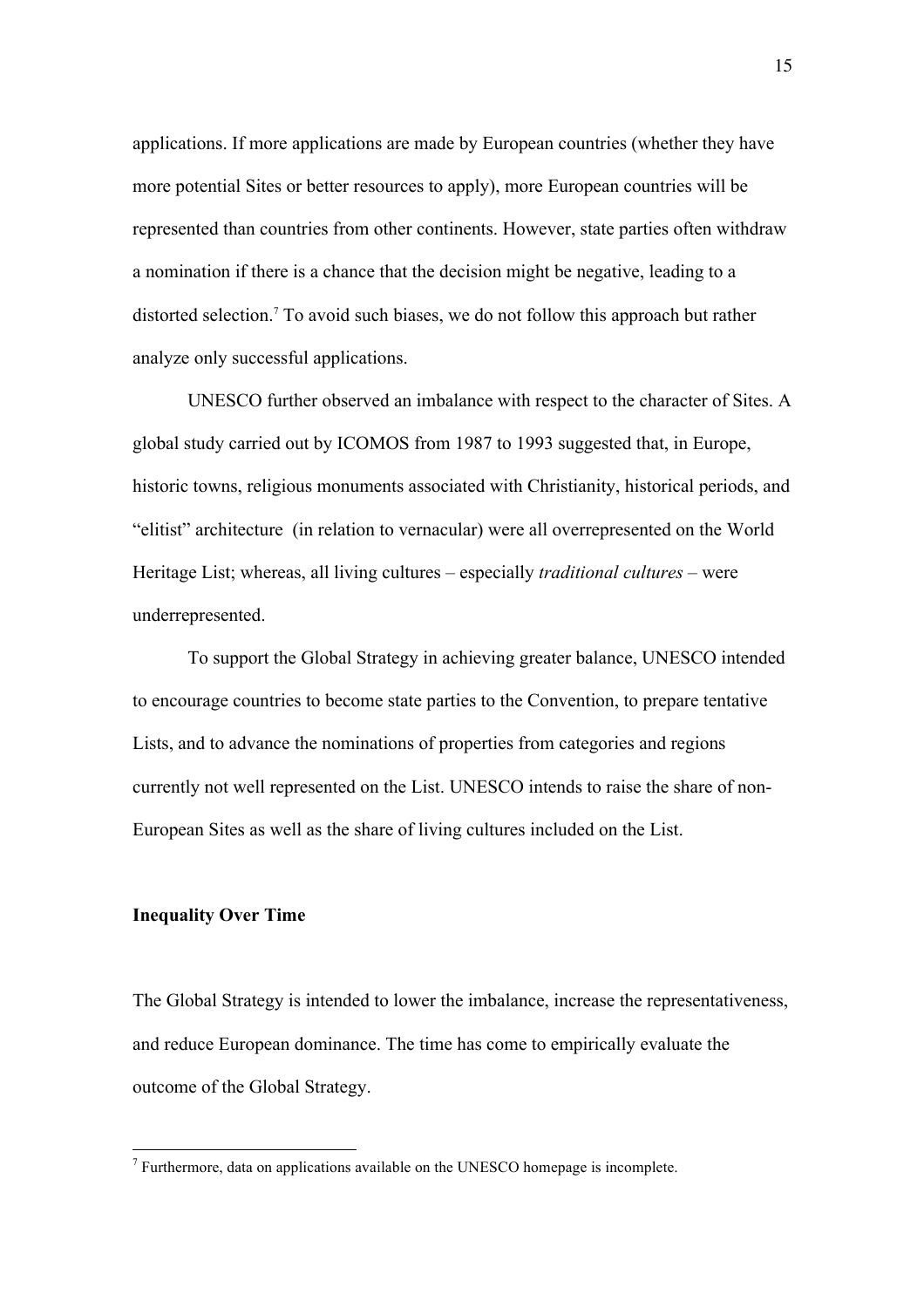applications. If more applications are made by European countries (whether they have more potential Sites or better resources to apply), more European countries will be represented than countries from other continents. However, state parties often withdraw a nomination if there is a chance that the decision might be negative, leading to a distorted selection.[7] To avoid such biases, we do not follow this approach but rather analyze only successful applications.

UNESCO further observed an imbalance with respect to the character of Sites. A global study carried out by ICOMOS from 1987 to 1993 suggested that, in Europe, historic towns, religious monuments associated with Christianity, historical periods, and "elitist" architecture (in relation to vernacular) were all overrepresented on the World Heritage List; whereas, all living cultures – especially *traditional cultures* – were underrepresented.

To support the Global Strategy in achieving greater balance, UNESCO intended to encourage countries to become state parties to the Convention, to prepare tentative Lists, and to advance the nominations of properties from categories and regions currently not well represented on the List. UNESCO intends to raise the share of non-European Sites as well as the share of living cultures included on the List.

**Inequality Over Time**

The Global Strategy is intended to lower the imbalance, increase the representativeness, and reduce European dominance. The time has come to empirically evaluate the outcome of the Global Strategy.

[7] Furthermore, data on applications available on the UNESCO homepage is incomplete.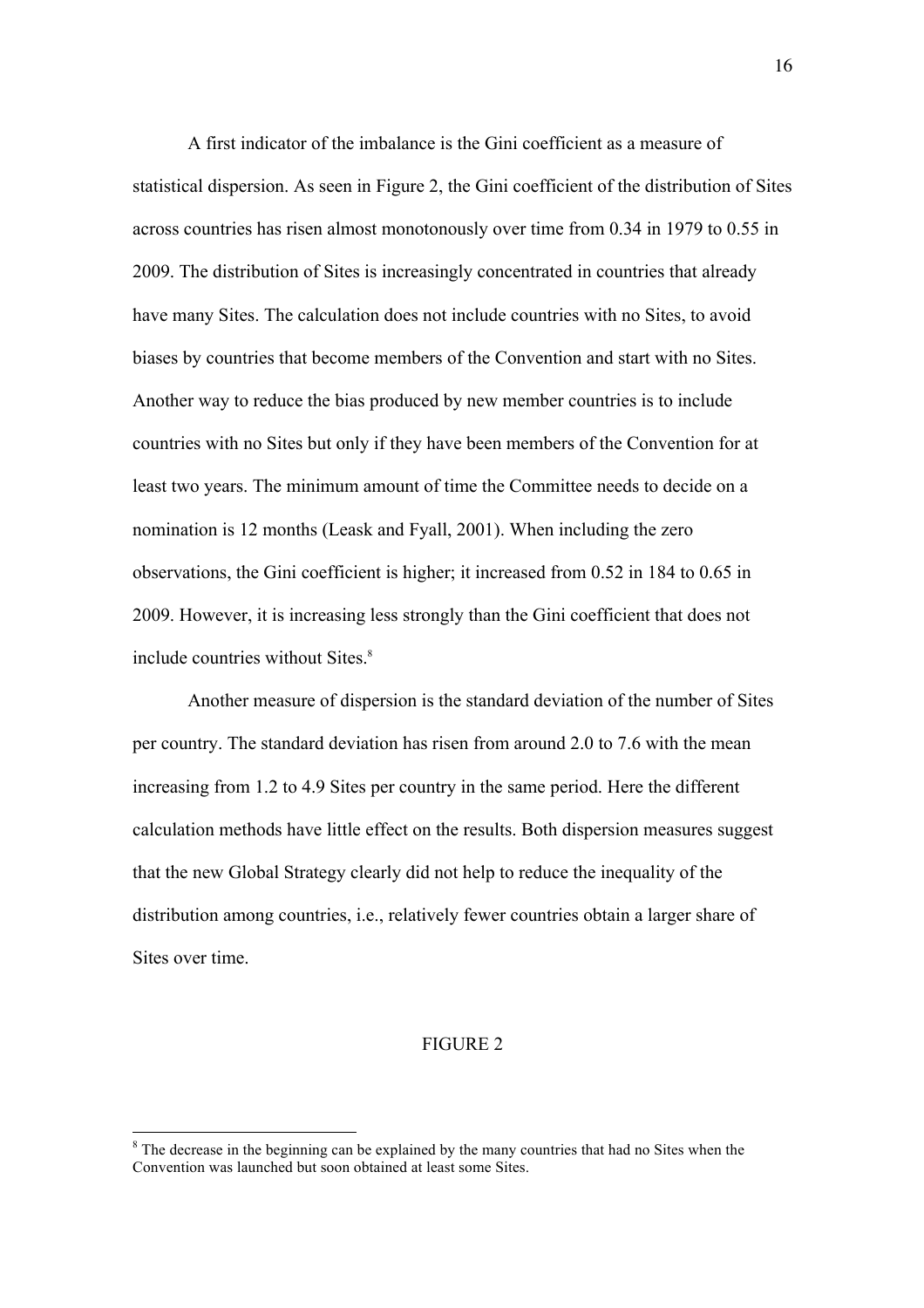A first indicator of the imbalance is the Gini coefficient as a measure of statistical dispersion. As seen in Figure 2, the Gini coefficient of the distribution of Sites across countries has risen almost monotonously over time from 0.34 in 1979 to 0.55 in 2009. The distribution of Sites is increasingly concentrated in countries that already have many Sites. The calculation does not include countries with no Sites, to avoid biases by countries that become members of the Convention and start with no Sites. Another way to reduce the bias produced by new member countries is to include countries with no Sites but only if they have been members of the Convention for at least two years. The minimum amount of time the Committee needs to decide on a nomination is 12 months (Leask and Fyall, 2001). When including the zero observations, the Gini coefficient is higher; it increased from 0.52 in 184 to 0.65 in 2009. However, it is increasing less strongly than the Gini coefficient that does not include countries without Sites.[8]

Another measure of dispersion is the standard deviation of the number of Sites per country. The standard deviation has risen from around 2.0 to 7.6 with the mean increasing from 1.2 to 4.9 Sites per country in the same period. Here the different calculation methods have little effect on the results. Both dispersion measures suggest that the new Global Strategy clearly did not help to reduce the inequality of the distribution among countries, i.e., relatively fewer countries obtain a larger share of Sites over time.

FIGURE 2

[8] The decrease in the beginning can be explained by the many countries that had no Sites when the Convention was launched but soon obtained at least some Sites.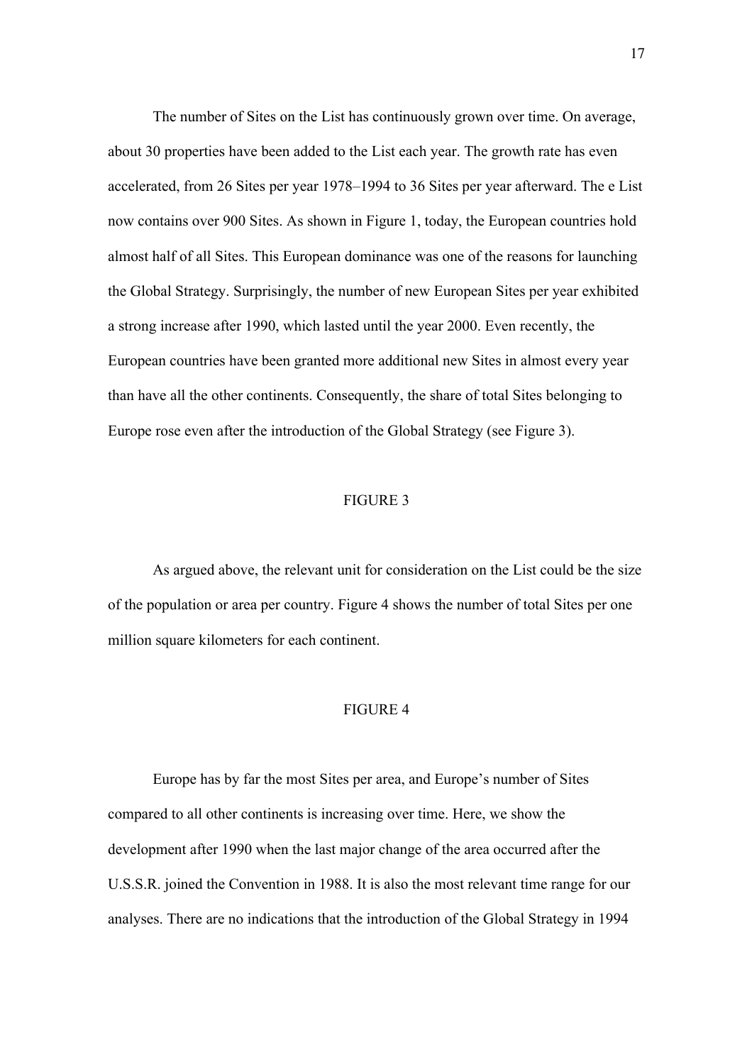The number of Sites on the List has continuously grown over time. On average, about 30 properties have been added to the List each year. The growth rate has even accelerated, from 26 Sites per year 1978–1994 to 36 Sites per year afterward. The e List now contains over 900 Sites. As shown in Figure 1, today, the European countries hold almost half of all Sites. This European dominance was one of the reasons for launching the Global Strategy. Surprisingly, the number of new European Sites per year exhibited a strong increase after 1990, which lasted until the year 2000. Even recently, the European countries have been granted more additional new Sites in almost every year than have all the other continents. Consequently, the share of total Sites belonging to Europe rose even after the introduction of the Global Strategy (see Figure 3).

FIGURE 3

As argued above, the relevant unit for consideration on the List could be the size of the population or area per country. Figure 4 shows the number of total Sites per one million square kilometers for each continent.

FIGURE 4

Europe has by far the most Sites per area, and Europe's number of Sites compared to all other continents is increasing over time. Here, we show the development after 1990 when the last major change of the area occurred after the U.S.S.R. joined the Convention in 1988. It is also the most relevant time range for our analyses. There are no indications that the introduction of the Global Strategy in 1994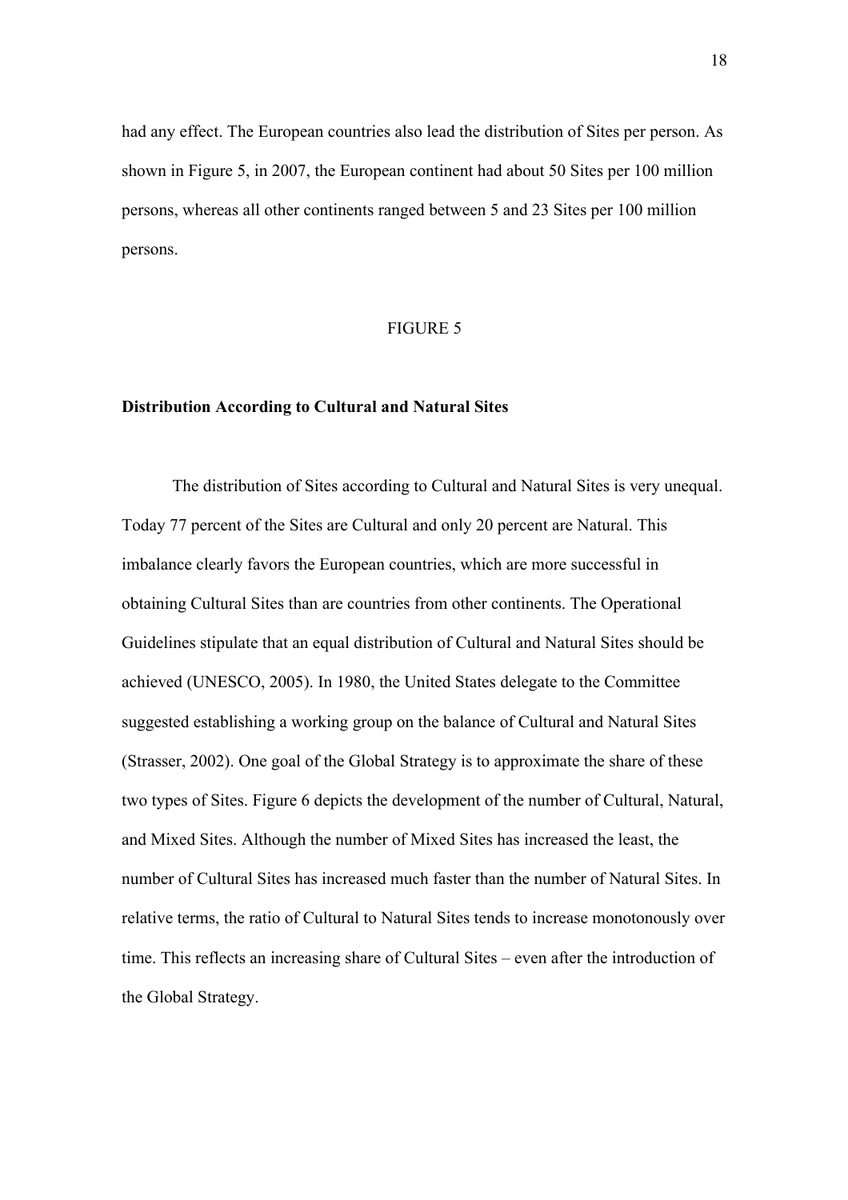had any effect. The European countries also lead the distribution of Sites per person. As shown in Figure 5, in 2007, the European continent had about 50 Sites per 100 million persons, whereas all other continents ranged between 5 and 23 Sites per 100 million persons.

FIGURE 5

**Distribution According to Cultural and Natural Sites**

The distribution of Sites according to Cultural and Natural Sites is very unequal. Today 77 percent of the Sites are Cultural and only 20 percent are Natural. This imbalance clearly favors the European countries, which are more successful in obtaining Cultural Sites than are countries from other continents. The Operational Guidelines stipulate that an equal distribution of Cultural and Natural Sites should be achieved (UNESCO, 2005). In 1980, the United States delegate to the Committee suggested establishing a working group on the balance of Cultural and Natural Sites (Strasser, 2002). One goal of the Global Strategy is to approximate the share of these two types of Sites. Figure 6 depicts the development of the number of Cultural, Natural, and Mixed Sites. Although the number of Mixed Sites has increased the least, the number of Cultural Sites has increased much faster than the number of Natural Sites. In relative terms, the ratio of Cultural to Natural Sites tends to increase monotonously over time. This reflects an increasing share of Cultural Sites – even after the introduction of the Global Strategy.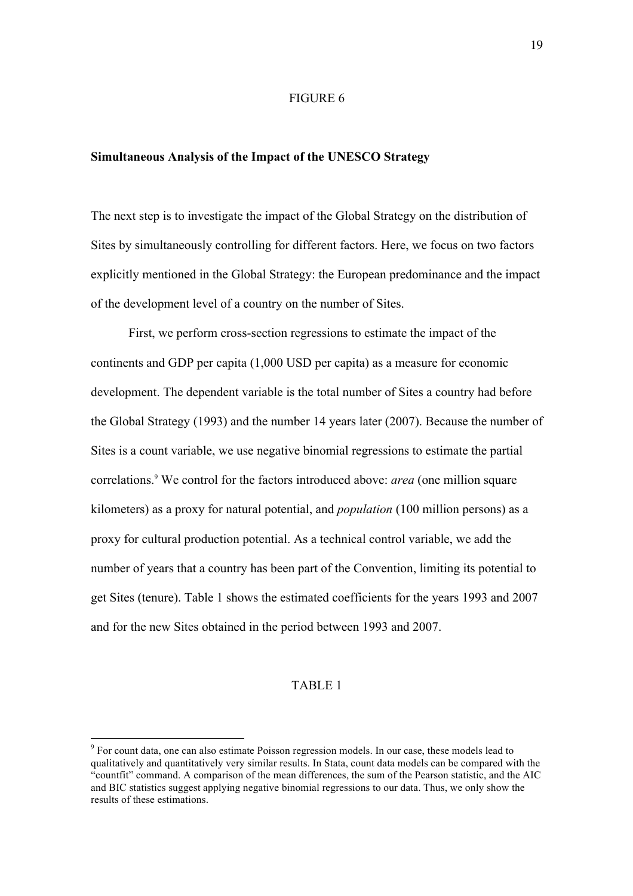FIGURE 6

**Simultaneous Analysis of the Impact of the UNESCO Strategy**

The next step is to investigate the impact of the Global Strategy on the distribution of Sites by simultaneously controlling for different factors. Here, we focus on two factors explicitly mentioned in the Global Strategy: the European predominance and the impact of the development level of a country on the number of Sites.

First, we perform cross-section regressions to estimate the impact of the continents and GDP per capita (1,000 USD per capita) as a measure for economic development. The dependent variable is the total number of Sites a country had before the Global Strategy (1993) and the number 14 years later (2007). Because the number of Sites is a count variable, we use negative binomial regressions to estimate the partial correlations.[9] We control for the factors introduced above: *area* (one million square kilometers) as a proxy for natural potential, and *population* (100 million persons) as a proxy for cultural production potential. As a technical control variable, we add the number of years that a country has been part of the Convention, limiting its potential to get Sites (tenure). Table 1 shows the estimated coefficients for the years 1993 and 2007 and for the new Sites obtained in the period between 1993 and 2007.

TABLE 1

[9] For count data, one can also estimate Poisson regression models. In our case, these models lead to qualitatively and quantitatively very similar results. In Stata, count data models can be compared with the "countfit" command. A comparison of the mean differences, the sum of the Pearson statistic, and the AIC and BIC statistics suggest applying negative binomial regressions to our data. Thus, we only show the results of these estimations.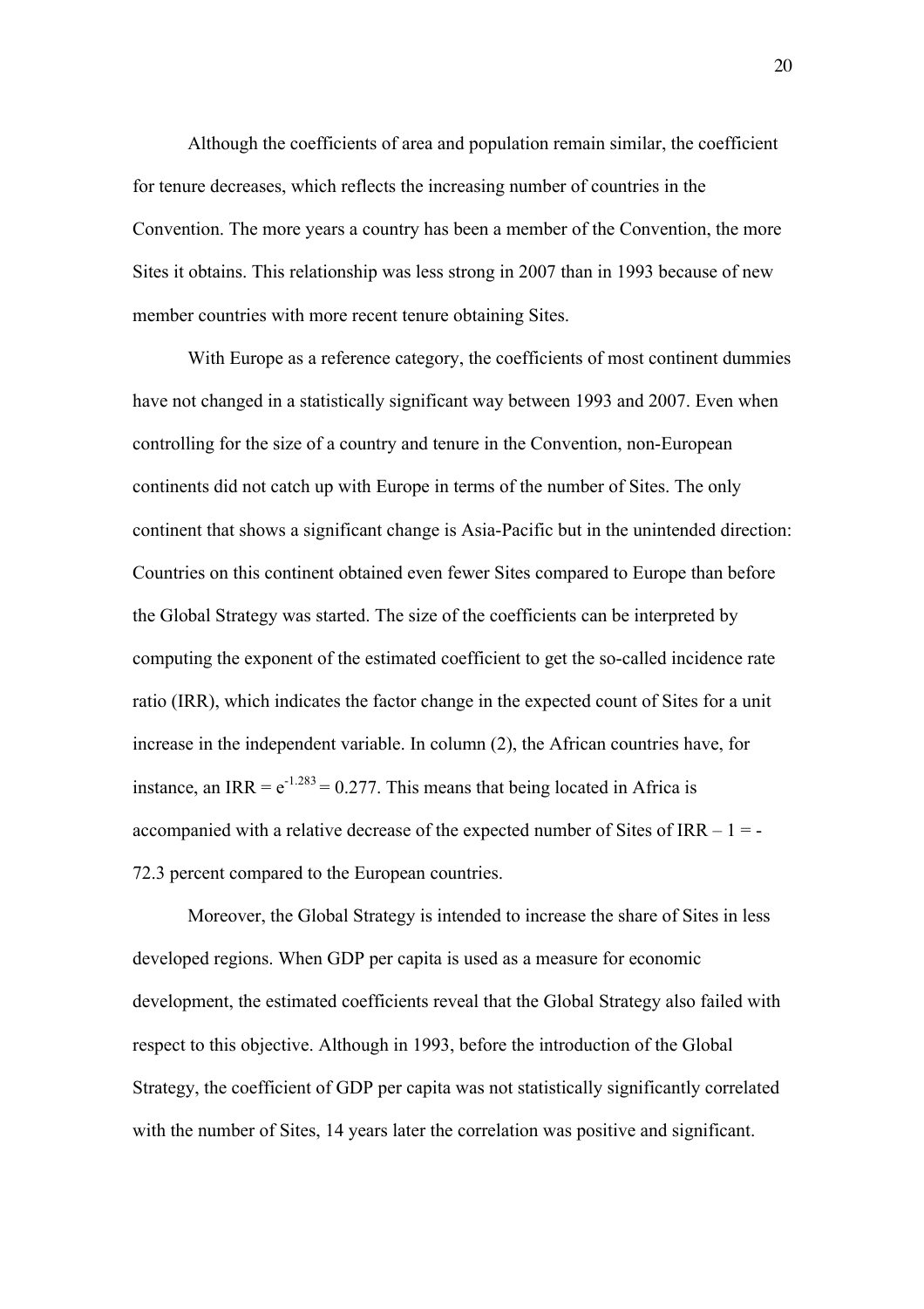Although the coefficients of area and population remain similar, the coefficient for tenure decreases, which reflects the increasing number of countries in the Convention. The more years a country has been a member of the Convention, the more Sites it obtains. This relationship was less strong in 2007 than in 1993 because of new member countries with more recent tenure obtaining Sites.

With Europe as a reference category, the coefficients of most continent dummies have not changed in a statistically significant way between 1993 and 2007. Even when controlling for the size of a country and tenure in the Convention, non-European continents did not catch up with Europe in terms of the number of Sites. The only continent that shows a significant change is Asia-Pacific but in the unintended direction: Countries on this continent obtained even fewer Sites compared to Europe than before the Global Strategy was started. The size of the coefficients can be interpreted by computing the exponent of the estimated coefficient to get the so-called incidence rate ratio (IRR), which indicates the factor change in the expected count of Sites for a unit increase in the independent variable. In column (2), the African countries have, for instance, an IRR = $e^{-1.283} = 0.277$. This means that being located in Africa is accompanied with a relative decrease of the expected number of Sites of IRR – 1 = -72.3 percent compared to the European countries.

Moreover, the Global Strategy is intended to increase the share of Sites in less developed regions. When GDP per capita is used as a measure for economic development, the estimated coefficients reveal that the Global Strategy also failed with respect to this objective. Although in 1993, before the introduction of the Global Strategy, the coefficient of GDP per capita was not statistically significantly correlated with the number of Sites, 14 years later the correlation was positive and significant.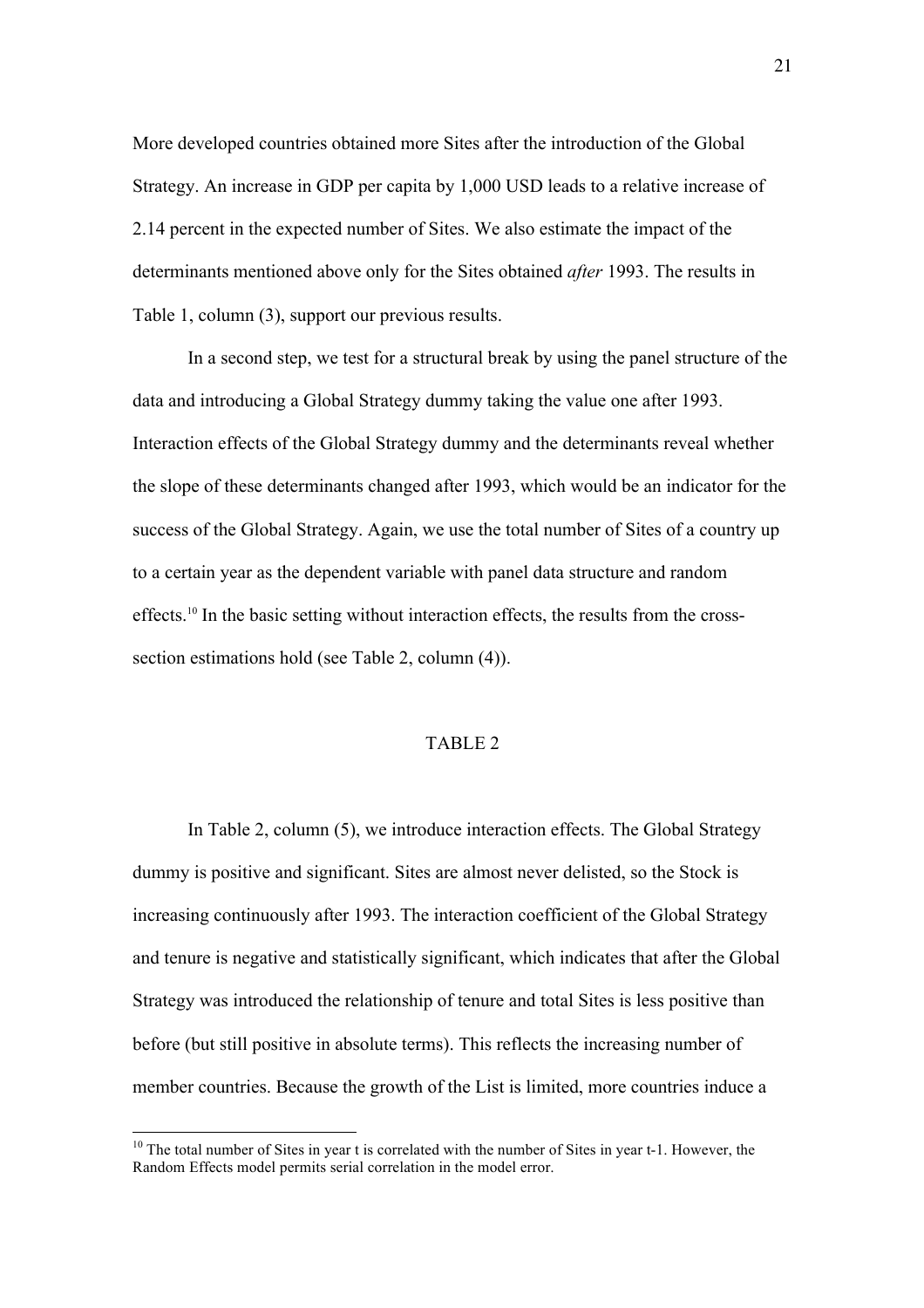More developed countries obtained more Sites after the introduction of the Global Strategy. An increase in GDP per capita by 1,000 USD leads to a relative increase of 2.14 percent in the expected number of Sites. We also estimate the impact of the determinants mentioned above only for the Sites obtained *after* 1993. The results in Table 1, column (3), support our previous results.

In a second step, we test for a structural break by using the panel structure of the data and introducing a Global Strategy dummy taking the value one after 1993. Interaction effects of the Global Strategy dummy and the determinants reveal whether the slope of these determinants changed after 1993, which would be an indicator for the success of the Global Strategy. Again, we use the total number of Sites of a country up to a certain year as the dependent variable with panel data structure and random effects.[10] In the basic setting without interaction effects, the results from the cross-section estimations hold (see Table 2, column (4)).

TABLE 2

In Table 2, column (5), we introduce interaction effects. The Global Strategy dummy is positive and significant. Sites are almost never delisted, so the Stock is increasing continuously after 1993. The interaction coefficient of the Global Strategy and tenure is negative and statistically significant, which indicates that after the Global Strategy was introduced the relationship of tenure and total Sites is less positive than before (but still positive in absolute terms). This reflects the increasing number of member countries. Because the growth of the List is limited, more countries induce a

[10] The total number of Sites in year t is correlated with the number of Sites in year t-1. However, the Random Effects model permits serial correlation in the model error.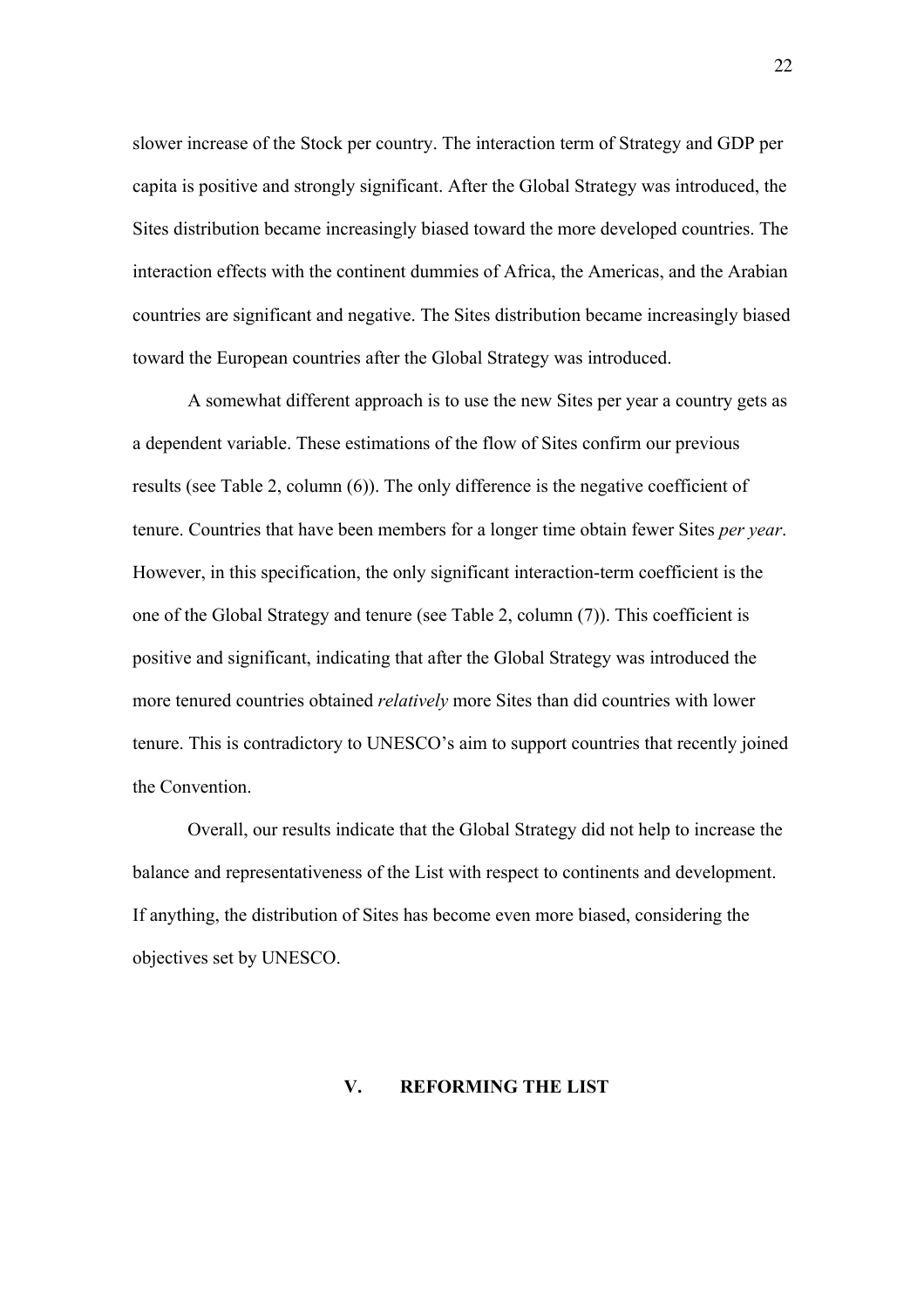slower increase of the Stock per country. The interaction term of Strategy and GDP per capita is positive and strongly significant. After the Global Strategy was introduced, the Sites distribution became increasingly biased toward the more developed countries. The interaction effects with the continent dummies of Africa, the Americas, and the Arabian countries are significant and negative. The Sites distribution became increasingly biased toward the European countries after the Global Strategy was introduced.

A somewhat different approach is to use the new Sites per year a country gets as a dependent variable. These estimations of the flow of Sites confirm our previous results (see Table 2, column (6)). The only difference is the negative coefficient of tenure. Countries that have been members for a longer time obtain fewer Sites *per year*. However, in this specification, the only significant interaction-term coefficient is the one of the Global Strategy and tenure (see Table 2, column (7)). This coefficient is positive and significant, indicating that after the Global Strategy was introduced the more tenured countries obtained *relatively* more Sites than did countries with lower tenure. This is contradictory to UNESCO's aim to support countries that recently joined the Convention.

Overall, our results indicate that the Global Strategy did not help to increase the balance and representativeness of the List with respect to continents and development. If anything, the distribution of Sites has become even more biased, considering the objectives set by UNESCO.

## V. REFORMING THE LIST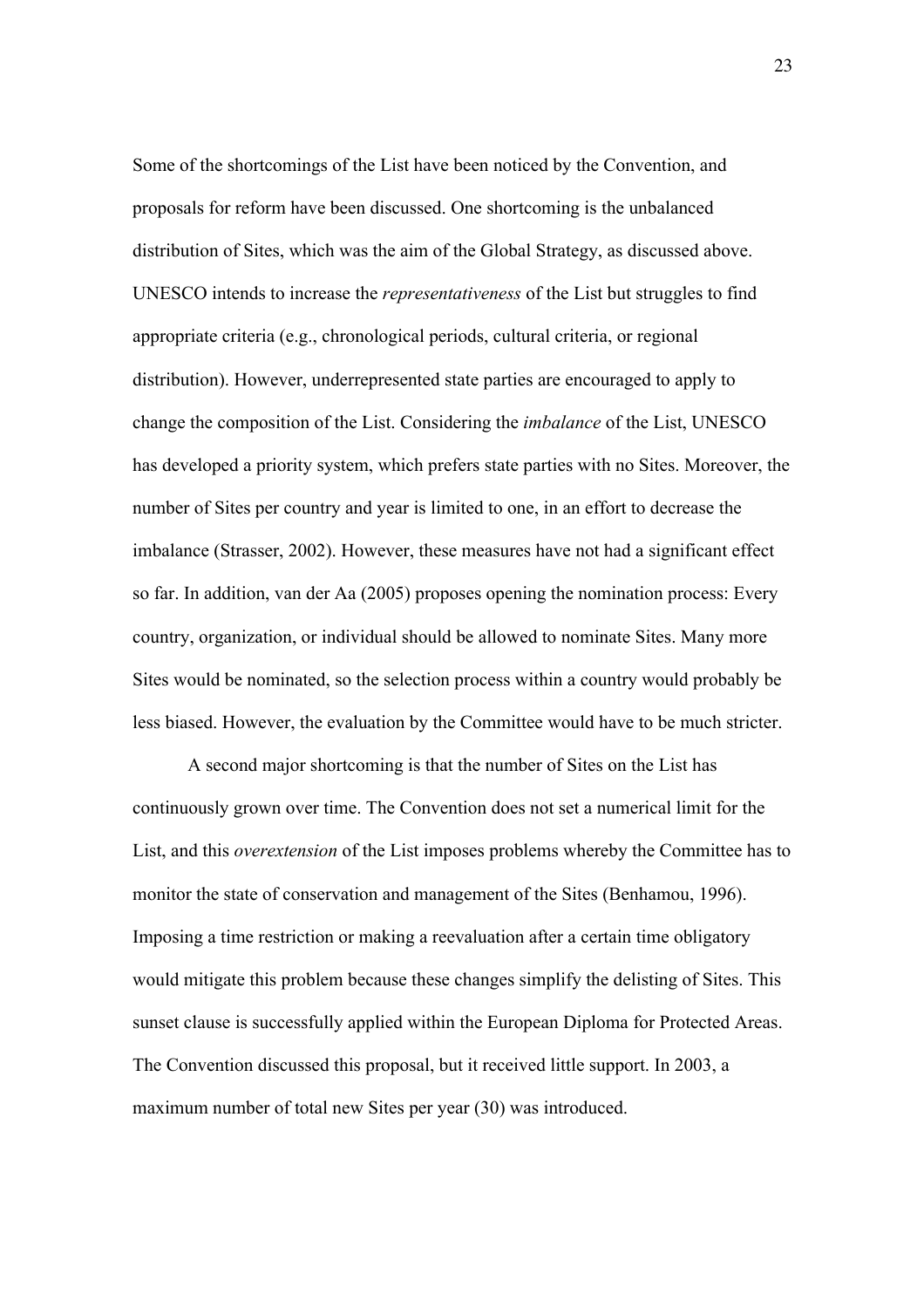Some of the shortcomings of the List have been noticed by the Convention, and proposals for reform have been discussed. One shortcoming is the unbalanced distribution of Sites, which was the aim of the Global Strategy, as discussed above. UNESCO intends to increase the *representativeness* of the List but struggles to find appropriate criteria (e.g., chronological periods, cultural criteria, or regional distribution). However, underrepresented state parties are encouraged to apply to change the composition of the List. Considering the *imbalance* of the List, UNESCO has developed a priority system, which prefers state parties with no Sites. Moreover, the number of Sites per country and year is limited to one, in an effort to decrease the imbalance (Strasser, 2002). However, these measures have not had a significant effect so far. In addition, van der Aa (2005) proposes opening the nomination process: Every country, organization, or individual should be allowed to nominate Sites. Many more Sites would be nominated, so the selection process within a country would probably be less biased. However, the evaluation by the Committee would have to be much stricter.

A second major shortcoming is that the number of Sites on the List has continuously grown over time. The Convention does not set a numerical limit for the List, and this *overextension* of the List imposes problems whereby the Committee has to monitor the state of conservation and management of the Sites (Benhamou, 1996). Imposing a time restriction or making a reevaluation after a certain time obligatory would mitigate this problem because these changes simplify the delisting of Sites. This sunset clause is successfully applied within the European Diploma for Protected Areas. The Convention discussed this proposal, but it received little support. In 2003, a maximum number of total new Sites per year (30) was introduced.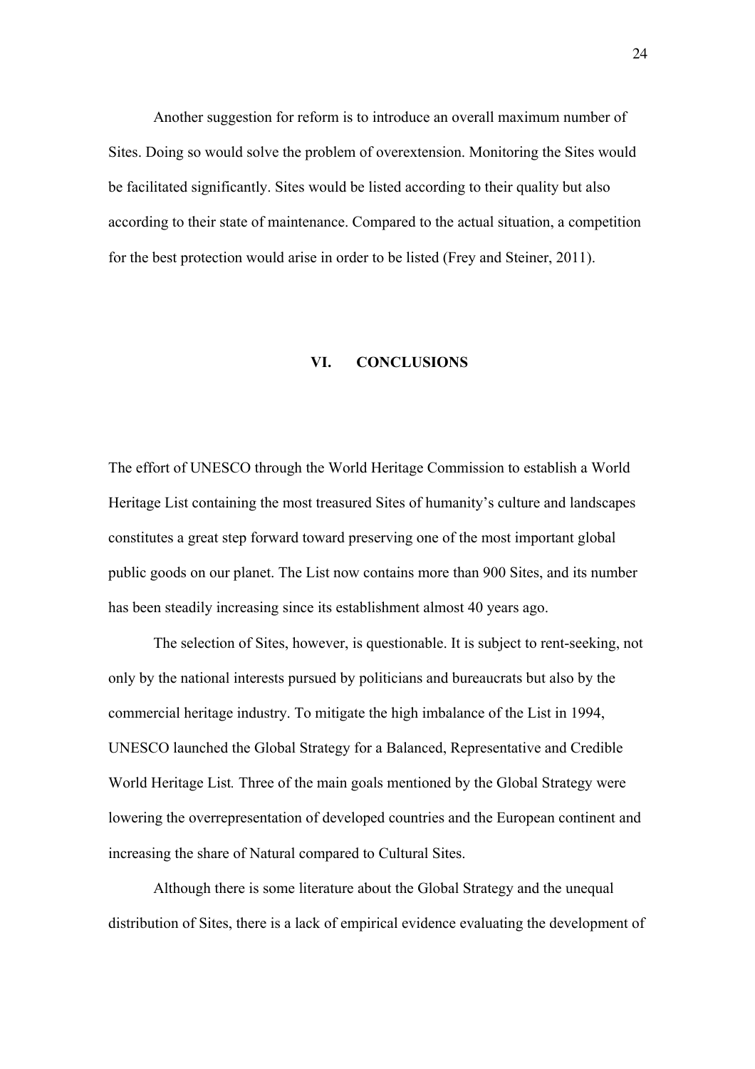Another suggestion for reform is to introduce an overall maximum number of Sites. Doing so would solve the problem of overextension. Monitoring the Sites would be facilitated significantly. Sites would be listed according to their quality but also according to their state of maintenance. Compared to the actual situation, a competition for the best protection would arise in order to be listed (Frey and Steiner, 2011).

## VI. CONCLUSIONS

The effort of UNESCO through the World Heritage Commission to establish a World Heritage List containing the most treasured Sites of humanity's culture and landscapes constitutes a great step forward toward preserving one of the most important global public goods on our planet. The List now contains more than 900 Sites, and its number has been steadily increasing since its establishment almost 40 years ago.

The selection of Sites, however, is questionable. It is subject to rent-seeking, not only by the national interests pursued by politicians and bureaucrats but also by the commercial heritage industry. To mitigate the high imbalance of the List in 1994, UNESCO launched the Global Strategy for a Balanced, Representative and Credible World Heritage List*.* Three of the main goals mentioned by the Global Strategy were lowering the overrepresentation of developed countries and the European continent and increasing the share of Natural compared to Cultural Sites.

Although there is some literature about the Global Strategy and the unequal distribution of Sites, there is a lack of empirical evidence evaluating the development of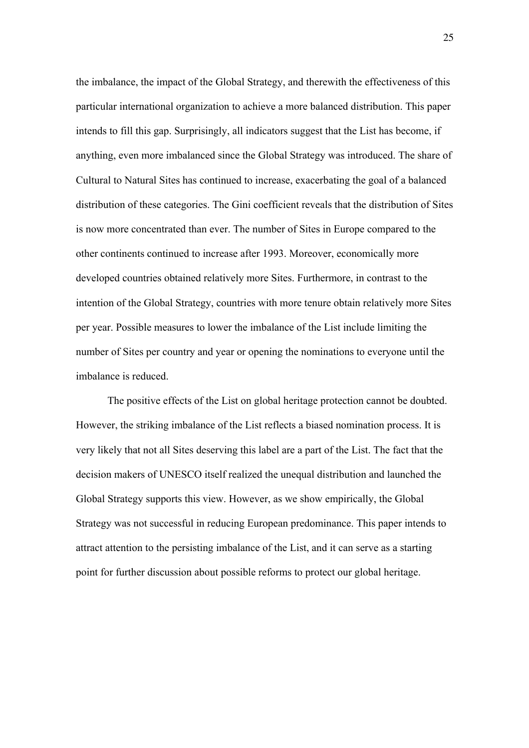the imbalance, the impact of the Global Strategy, and therewith the effectiveness of this particular international organization to achieve a more balanced distribution. This paper intends to fill this gap. Surprisingly, all indicators suggest that the List has become, if anything, even more imbalanced since the Global Strategy was introduced. The share of Cultural to Natural Sites has continued to increase, exacerbating the goal of a balanced distribution of these categories. The Gini coefficient reveals that the distribution of Sites is now more concentrated than ever. The number of Sites in Europe compared to the other continents continued to increase after 1993. Moreover, economically more developed countries obtained relatively more Sites. Furthermore, in contrast to the intention of the Global Strategy, countries with more tenure obtain relatively more Sites per year. Possible measures to lower the imbalance of the List include limiting the number of Sites per country and year or opening the nominations to everyone until the imbalance is reduced.

The positive effects of the List on global heritage protection cannot be doubted. However, the striking imbalance of the List reflects a biased nomination process. It is very likely that not all Sites deserving this label are a part of the List. The fact that the decision makers of UNESCO itself realized the unequal distribution and launched the Global Strategy supports this view. However, as we show empirically, the Global Strategy was not successful in reducing European predominance. This paper intends to attract attention to the persisting imbalance of the List, and it can serve as a starting point for further discussion about possible reforms to protect our global heritage.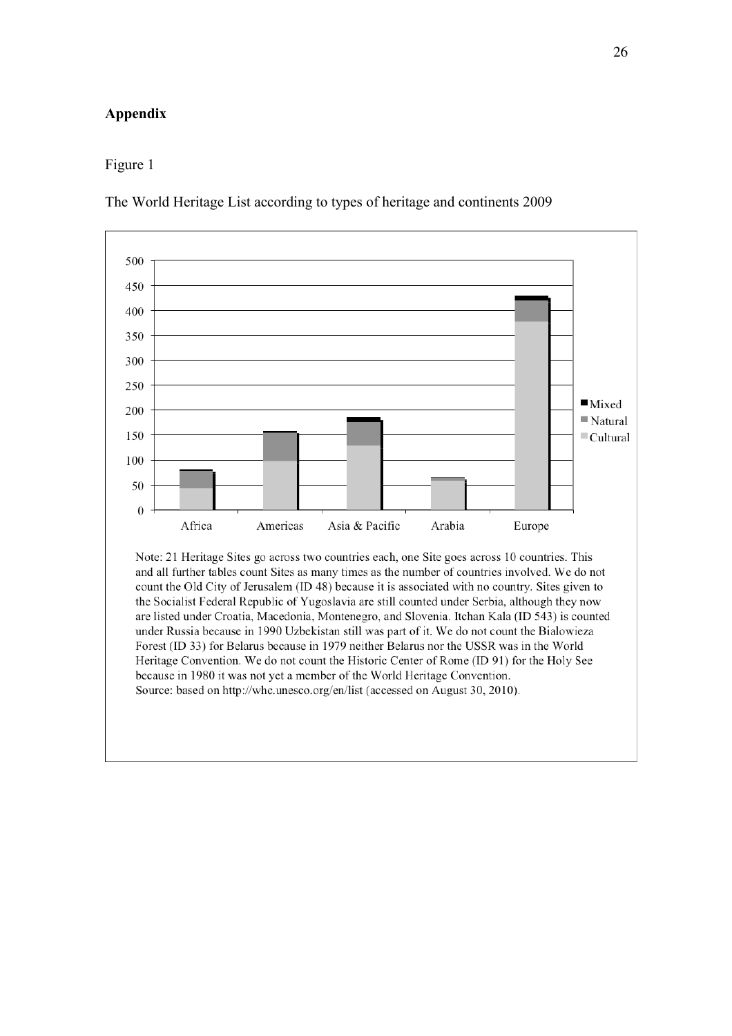## Appendix

Figure 1

The World Heritage List according to types of heritage and continents 2009

Note: 21 Heritage Sites go across two countries each, one Site goes across 10 countries. This and all further tables count Sites as many times as the number of countries involved. We do not count the Old City of Jerusalem (ID 48) because it is associated with no country. Sites given to the Socialist Federal Republic of Yugoslavia are still counted under Serbia, although they now are listed under Croatia, Macedonia, Montenegro, and Slovenia. Itchan Kala (ID 543) is counted under Russia because in 1990 Uzbekistan still was part of it. We do not count the Bialowieza Forest (ID 33) for Belarus because in 1979 neither Belarus nor the USSR was in the World Heritage Convention. We do not count the Historic Center of Rome (ID 91) for the Holy See because in 1980 it was not yet a member of the World Heritage Convention.

Source: based on http://whc.unesco.org/en/list (accessed on August 30, 2010).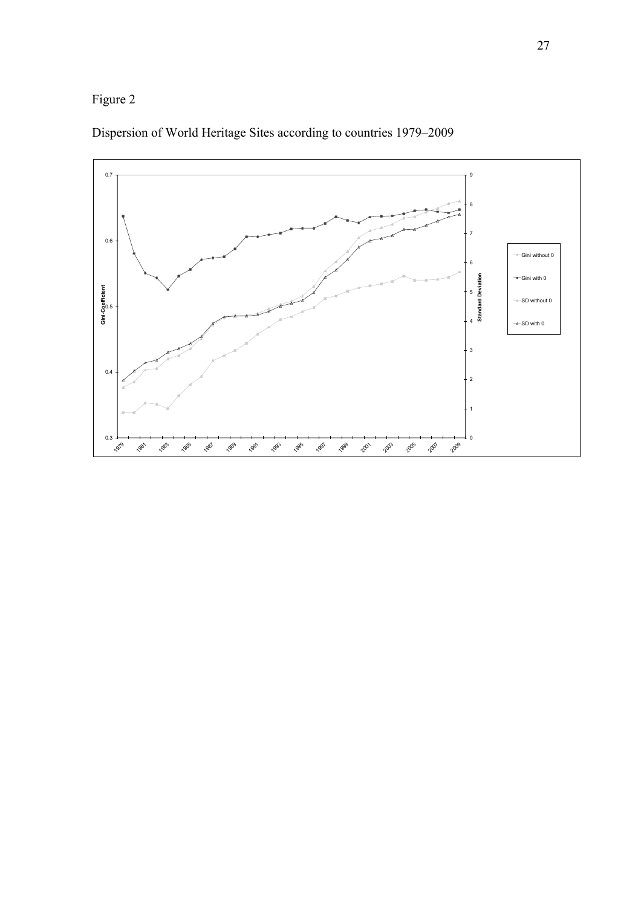Figure 2

Dispersion of World Heritage Sites according to countries 1979–2009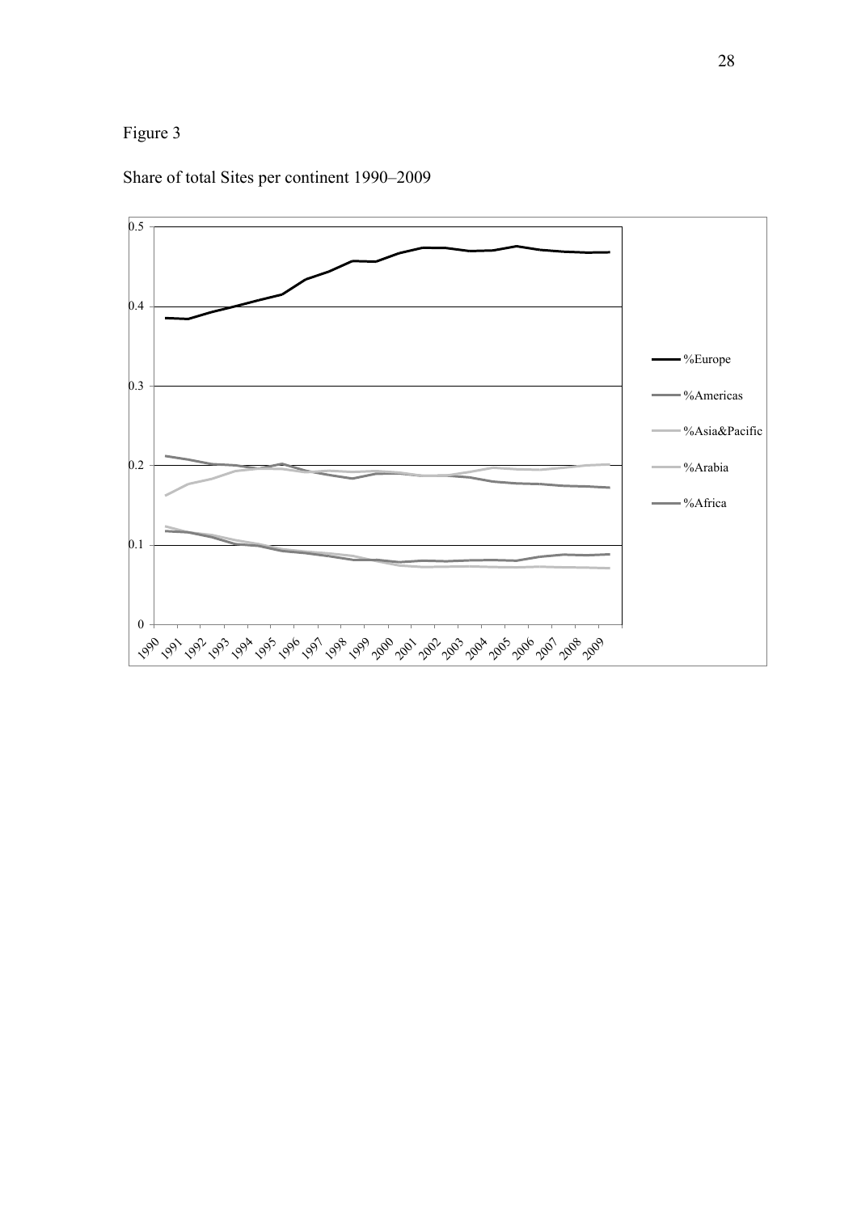Figure 3

Share of total Sites per continent 1990–2009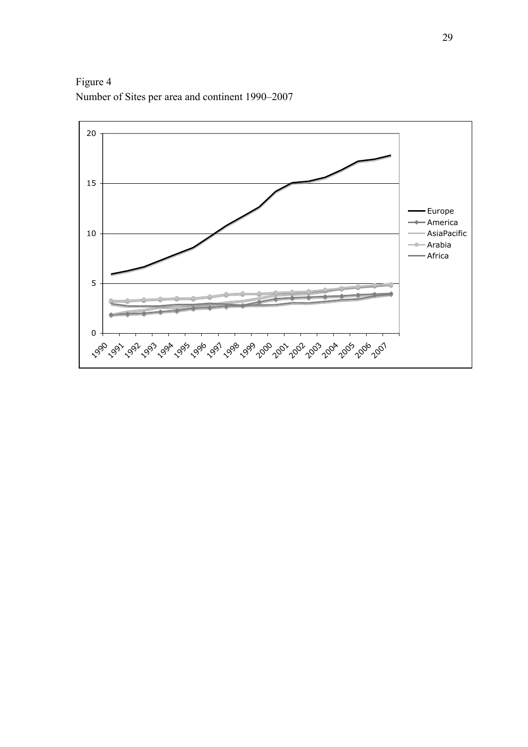Figure 4
Number of Sites per area and continent 1990–2007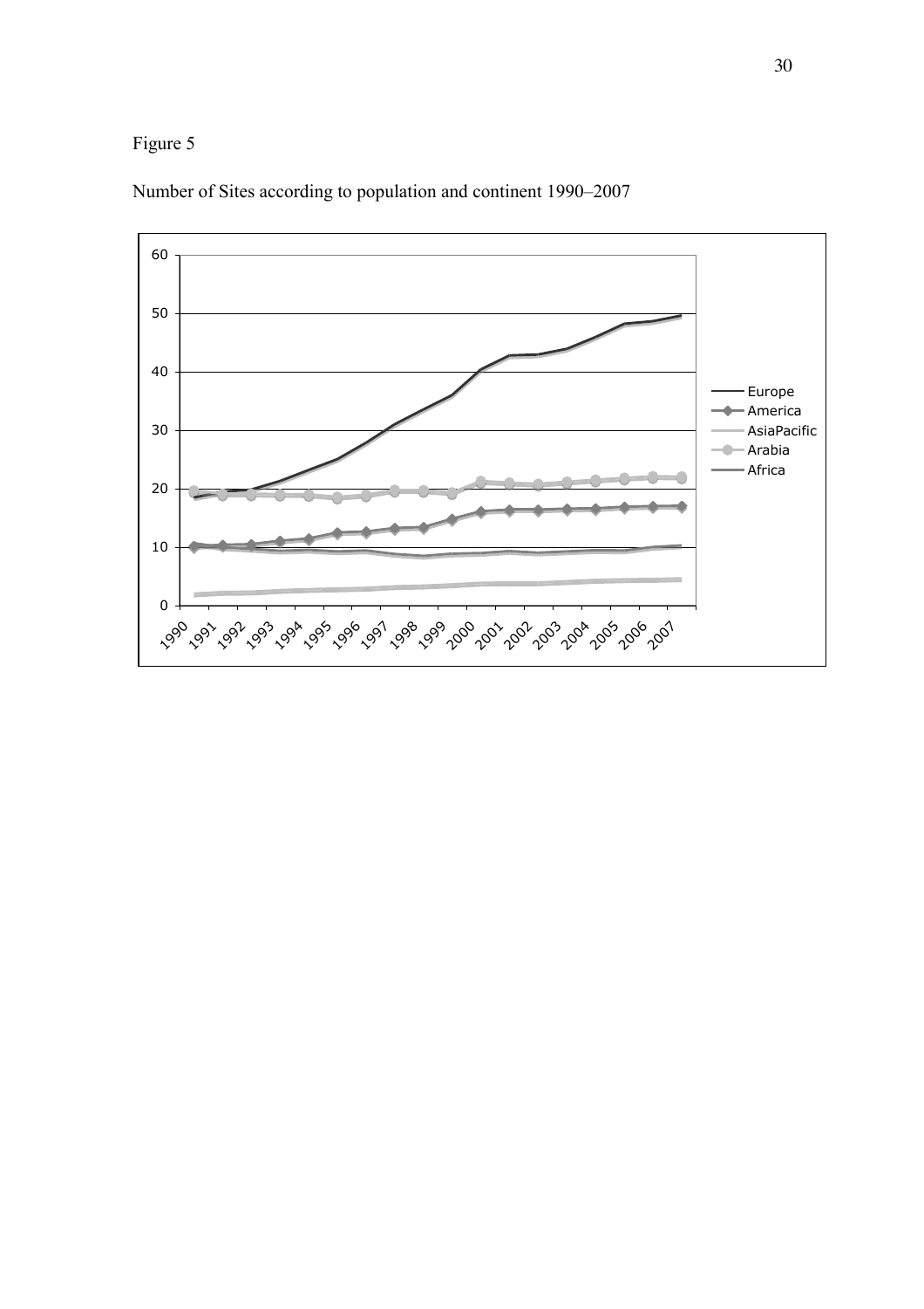Figure 5

Number of Sites according to population and continent 1990–2007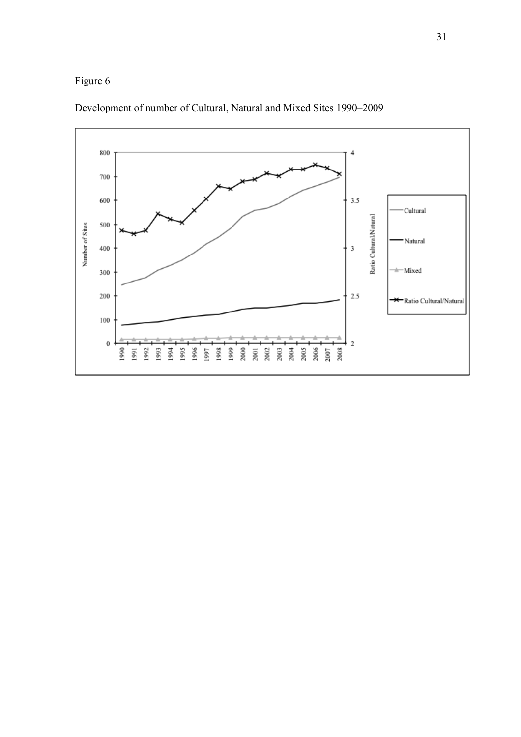Figure 6

Development of number of Cultural, Natural and Mixed Sites 1990–2009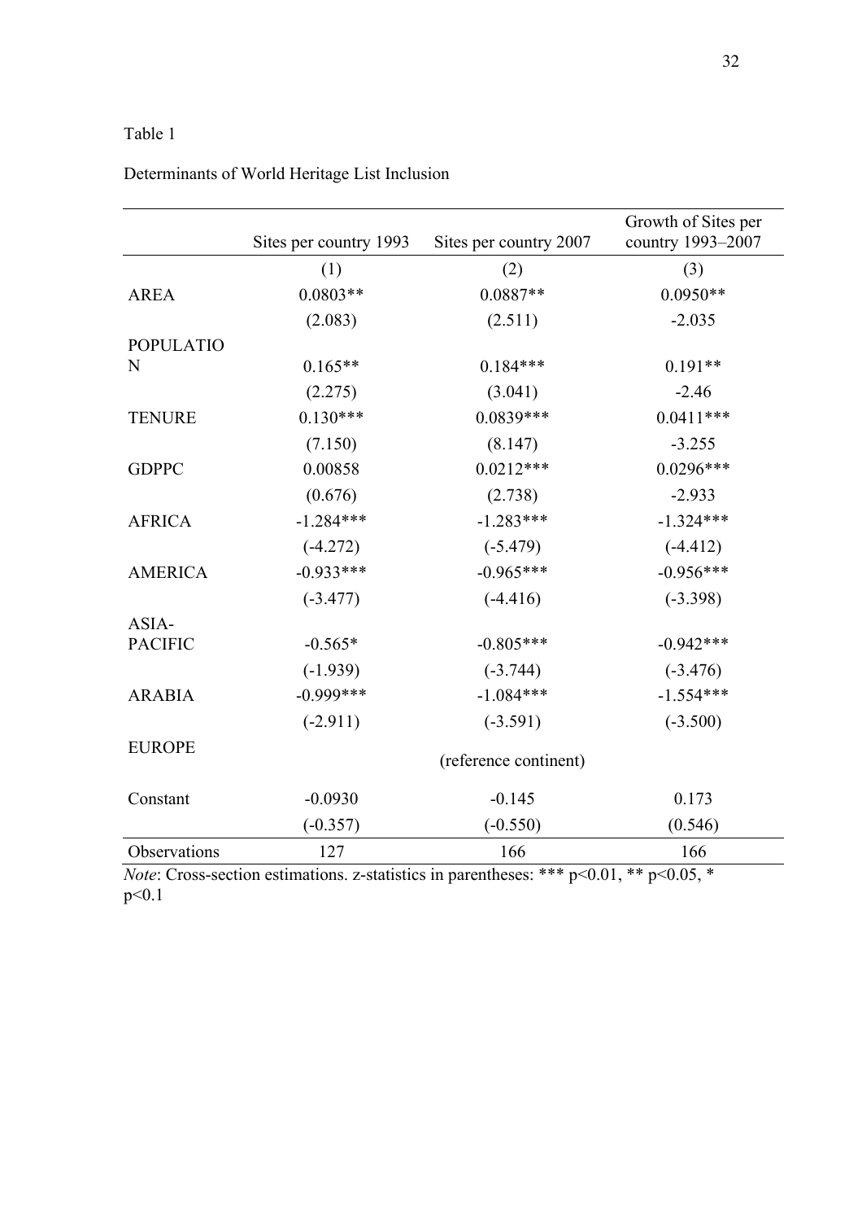Table 1

Determinants of World Heritage List Inclusion

| | Sites per country 1993 | Sites per country 2007 | Growth of Sites per country 1993–2007 |
|---|---|---|---|
| | (1) | (2) | (3) |
| AREA | 0.0803** | 0.0887** | 0.0950** |
| | (2.083) | (2.511) | -2.035 |
| POPULATION | 0.165** | 0.184*** | 0.191** |
| | (2.275) | (3.041) | -2.46 |
| TENURE | 0.130*** | 0.0839*** | 0.0411*** |
| | (7.150) | (8.147) | -3.255 |
| GDPPC | 0.00858 | 0.0212*** | 0.0296*** |
| | (0.676) | (2.738) | -2.933 |
| AFRICA | -1.284*** | -1.283*** | -1.324*** |
| | (-4.272) | (-5.479) | (-4.412) |
| AMERICA | -0.933*** | -0.965*** | -0.956*** |
| | (-3.477) | (-4.416) | (-3.398) |
| ASIA-PACIFIC | -0.565* | -0.805*** | -0.942*** |
| | (-1.939) | (-3.744) | (-3.476) |
| ARABIA | -0.999*** | -1.084*** | -1.554*** |
| | (-2.911) | (-3.591) | (-3.500) |
| EUROPE | | (reference continent) | |
| Constant | -0.0930 | -0.145 | 0.173 |
| | (-0.357) | (-0.550) | (0.546) |
| Observations | 127 | 166 | 166 |

*Note*: Cross-section estimations. z-statistics in parentheses: *** p<0.01, ** p<0.05, * p<0.1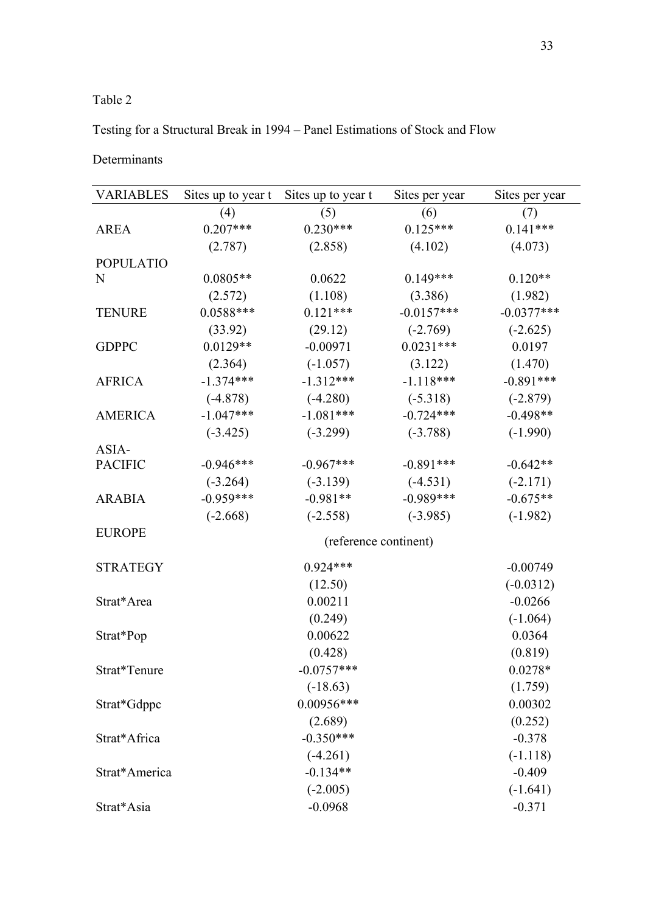Table 2

Testing for a Structural Break in 1994 – Panel Estimations of Stock and Flow Determinants

| VARIABLES | Sites up to year t | Sites up to year t | Sites per year | Sites per year |
|---|---|---|---|---|
| | (4) | (5) | (6) | (7) |
| AREA | 0.207*** | 0.230*** | 0.125*** | 0.141*** |
| | (2.787) | (2.858) | (4.102) | (4.073) |
| POPULATION | 0.0805** | 0.0622 | 0.149*** | 0.120** |
| | (2.572) | (1.108) | (3.386) | (1.982) |
| TENURE | 0.0588*** | 0.121*** | -0.0157*** | -0.0377*** |
| | (33.92) | (29.12) | (-2.769) | (-2.625) |
| GDPPC | 0.0129** | -0.00971 | 0.0231*** | 0.0197 |
| | (2.364) | (-1.057) | (3.122) | (1.470) |
| AFRICA | -1.374*** | -1.312*** | -1.118*** | -0.891*** |
| | (-4.878) | (-4.280) | (-5.318) | (-2.879) |
| AMERICA | -1.047*** | -1.081*** | -0.724*** | -0.498** |
| | (-3.425) | (-3.299) | (-3.788) | (-1.990) |
| ASIA-PACIFIC | -0.946*** | -0.967*** | -0.891*** | -0.642** |
| | (-3.264) | (-3.139) | (-4.531) | (-2.171) |
| ARABIA | -0.959*** | -0.981** | -0.989*** | -0.675** |
| | (-2.668) | (-2.558) | (-3.985) | (-1.982) |
| EUROPE | (reference continent) | | | |
| STRATEGY | | 0.924*** | | -0.00749 |
| | | (12.50) | | (-0.0312) |
| Strat*Area | | 0.00211 | | -0.0266 |
| | | (0.249) | | (-1.064) |
| Strat*Pop | | 0.00622 | | 0.0364 |
| | | (0.428) | | (0.819) |
| Strat*Tenure | | -0.0757*** | | 0.0278* |
| | | (-18.63) | | (1.759) |
| Strat*Gdppc | | 0.00956*** | | 0.00302 |
| | | (2.689) | | (0.252) |
| Strat*Africa | | -0.350*** | | -0.378 |
| | | (-4.261) | | (-1.118) |
| Strat*America | | -0.134** | | -0.409 |
| | | (-2.005) | | (-1.641) |
| Strat*Asia | | -0.0968 | | -0.371 |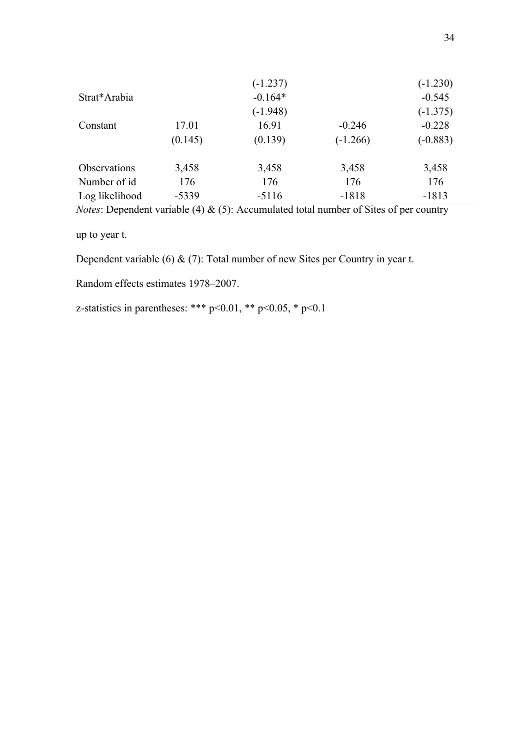| | | | | |
|---|---|---|---|---|
| | | (-1.237) | | (-1.230) |
| Strat*Arabia | | -0.164* | | -0.545 |
| | | (-1.948) | | (-1.375) |
| Constant | 17.01 | 16.91 | -0.246 | -0.228 |
| | (0.145) | (0.139) | (-1.266) | (-0.883) |
| | | | | |
| Observations | 3,458 | 3,458 | 3,458 | 3,458 |
| Number of id | 176 | 176 | 176 | 176 |
| Log likelihood | -5339 | -5116 | -1818 | -1813 |

*Notes*: Dependent variable (4) & (5): Accumulated total number of Sites of per country up to year t.

Dependent variable (6) & (7): Total number of new Sites per Country in year t.

Random effects estimates 1978–2007.

z-statistics in parentheses: *** $p<0.01$, ** $p<0.05$, * $p<0.1$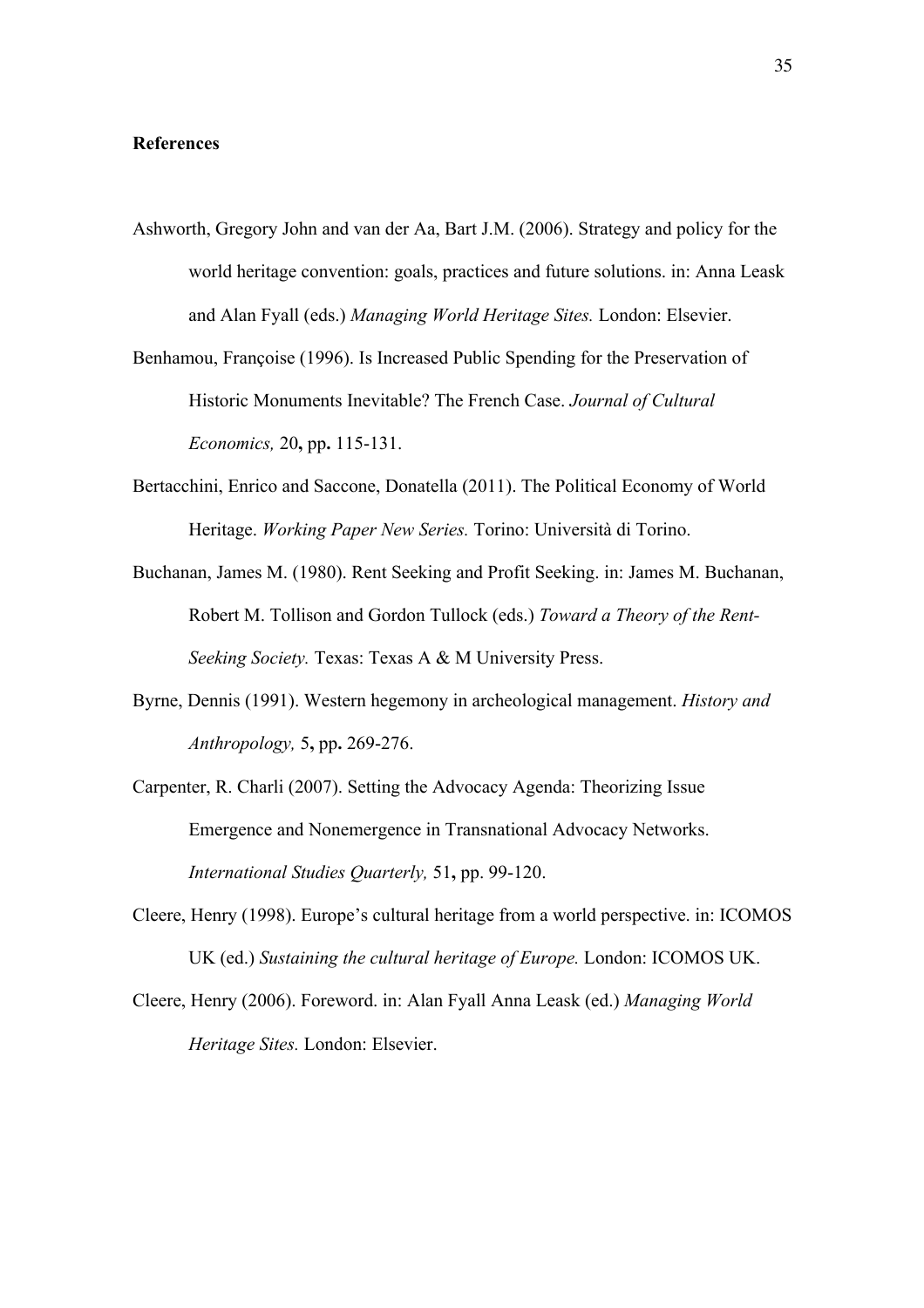**References**

Ashworth, Gregory John and van der Aa, Bart J.M. (2006). Strategy and policy for the world heritage convention: goals, practices and future solutions. in: Anna Leask and Alan Fyall (eds.) *Managing World Heritage Sites.* London: Elsevier.

Benhamou, Françoise (1996). Is Increased Public Spending for the Preservation of Historic Monuments Inevitable? The French Case. *Journal of Cultural Economics,* 20**,** pp**.** 115-131.

Bertacchini, Enrico and Saccone, Donatella (2011). The Political Economy of World Heritage. *Working Paper New Series.* Torino: Università di Torino.

Buchanan, James M. (1980). Rent Seeking and Profit Seeking. in: James M. Buchanan, Robert M. Tollison and Gordon Tullock (eds.) *Toward a Theory of the Rent-Seeking Society.* Texas: Texas A & M University Press.

Byrne, Dennis (1991). Western hegemony in archeological management. *History and Anthropology,* 5**,** pp**.** 269-276.

Carpenter, R. Charli (2007). Setting the Advocacy Agenda: Theorizing Issue Emergence and Nonemergence in Transnational Advocacy Networks. *International Studies Quarterly,* 51**,** pp. 99-120.

Cleere, Henry (1998). Europe's cultural heritage from a world perspective. in: ICOMOS UK (ed.) *Sustaining the cultural heritage of Europe.* London: ICOMOS UK.

Cleere, Henry (2006). Foreword. in: Alan Fyall Anna Leask (ed.) *Managing World Heritage Sites.* London: Elsevier.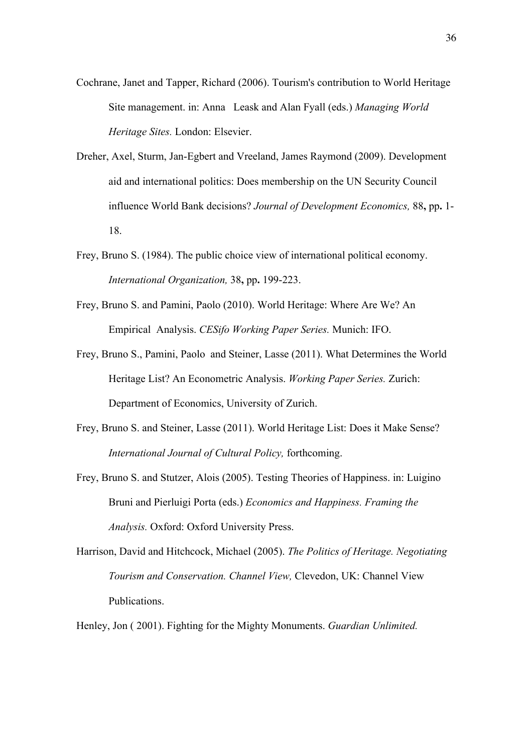Cochrane, Janet and Tapper, Richard (2006). Tourism's contribution to World Heritage Site management. in: Anna Leask and Alan Fyall (eds.) *Managing World Heritage Sites.* London: Elsevier.

Dreher, Axel, Sturm, Jan-Egbert and Vreeland, James Raymond (2009). Development aid and international politics: Does membership on the UN Security Council influence World Bank decisions? *Journal of Development Economics,* 88**,** pp**.** 1-18.

Frey, Bruno S. (1984). The public choice view of international political economy. *International Organization,* 38**,** pp**.** 199-223.

Frey, Bruno S. and Pamini, Paolo (2010). World Heritage: Where Are We? An Empirical Analysis. *CESifo Working Paper Series.* Munich: IFO.

Frey, Bruno S., Pamini, Paolo and Steiner, Lasse (2011). What Determines the World Heritage List? An Econometric Analysis. *Working Paper Series.* Zurich: Department of Economics, University of Zurich.

Frey, Bruno S. and Steiner, Lasse (2011). World Heritage List: Does it Make Sense? *International Journal of Cultural Policy,* forthcoming.

Frey, Bruno S. and Stutzer, Alois (2005). Testing Theories of Happiness. in: Luigino Bruni and Pierluigi Porta (eds.) *Economics and Happiness. Framing the Analysis.* Oxford: Oxford University Press.

Harrison, David and Hitchcock, Michael (2005). *The Politics of Heritage. Negotiating Tourism and Conservation. Channel View,* Clevedon, UK: Channel View Publications.

Henley, Jon ( 2001). Fighting for the Mighty Monuments. *Guardian Unlimited.*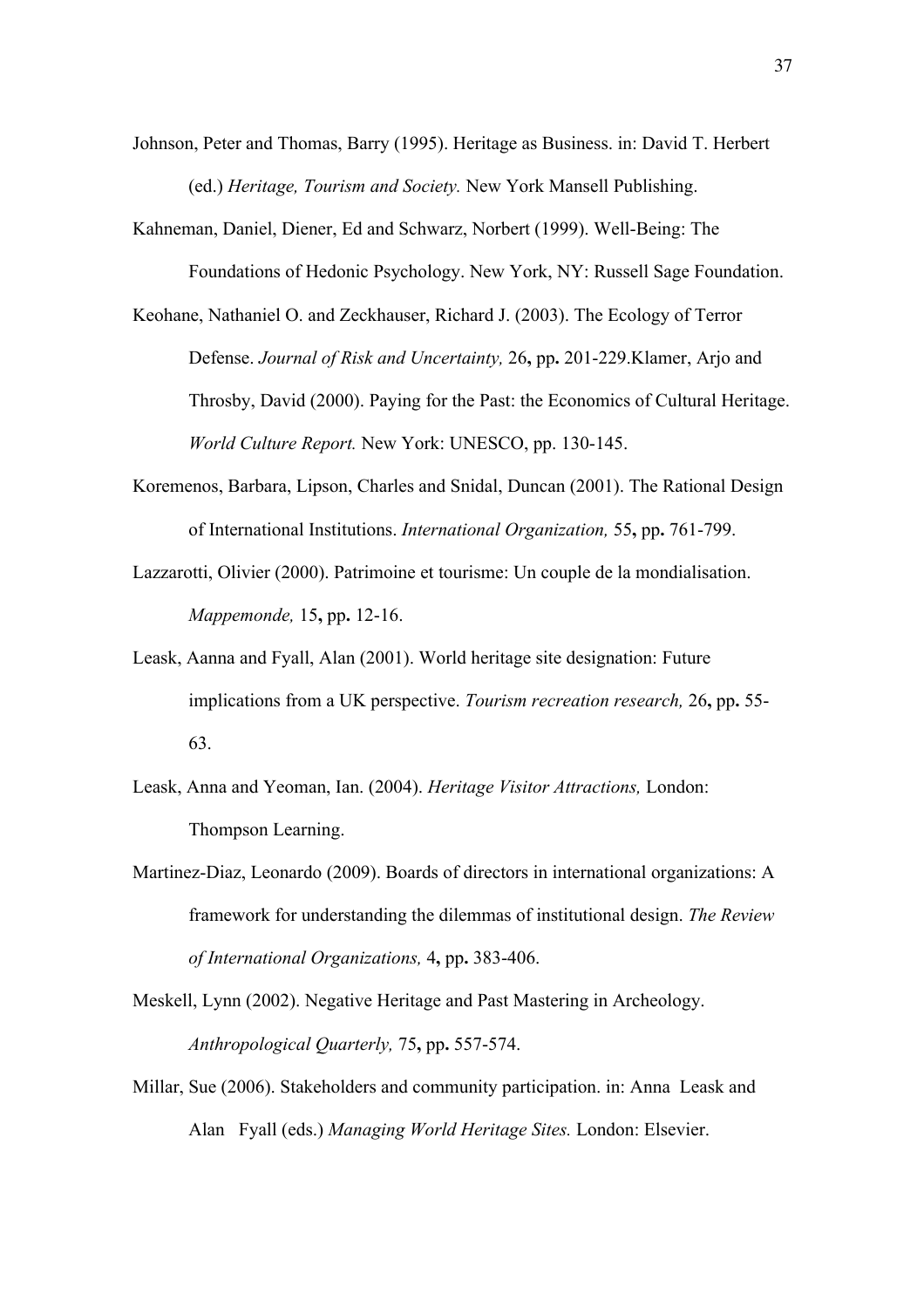Johnson, Peter and Thomas, Barry (1995). Heritage as Business. in: David T. Herbert (ed.) *Heritage, Tourism and Society.* New York Mansell Publishing.

Kahneman, Daniel, Diener, Ed and Schwarz, Norbert (1999). Well-Being: The Foundations of Hedonic Psychology. New York, NY: Russell Sage Foundation.

Keohane, Nathaniel O. and Zeckhauser, Richard J. (2003). The Ecology of Terror Defense. *Journal of Risk and Uncertainty,* 26**,** pp**.** 201-229.Klamer, Arjo and Throsby, David (2000). Paying for the Past: the Economics of Cultural Heritage. *World Culture Report.* New York: UNESCO, pp. 130-145.

Koremenos, Barbara, Lipson, Charles and Snidal, Duncan (2001). The Rational Design of International Institutions. *International Organization,* 55**,** pp**.** 761-799.

Lazzarotti, Olivier (2000). Patrimoine et tourisme: Un couple de la mondialisation. *Mappemonde,* 15**,** pp**.** 12-16.

Leask, Aanna and Fyall, Alan (2001). World heritage site designation: Future implications from a UK perspective. *Tourism recreation research,* 26**,** pp**.** 55-63.

Leask, Anna and Yeoman, Ian. (2004). *Heritage Visitor Attractions,* London: Thompson Learning.

Martinez-Diaz, Leonardo (2009). Boards of directors in international organizations: A framework for understanding the dilemmas of institutional design. *The Review of International Organizations,* 4**,** pp**.** 383-406.

Meskell, Lynn (2002). Negative Heritage and Past Mastering in Archeology. *Anthropological Quarterly,* 75**,** pp**.** 557-574.

Millar, Sue (2006). Stakeholders and community participation. in: Anna Leask and Alan Fyall (eds.) *Managing World Heritage Sites.* London: Elsevier.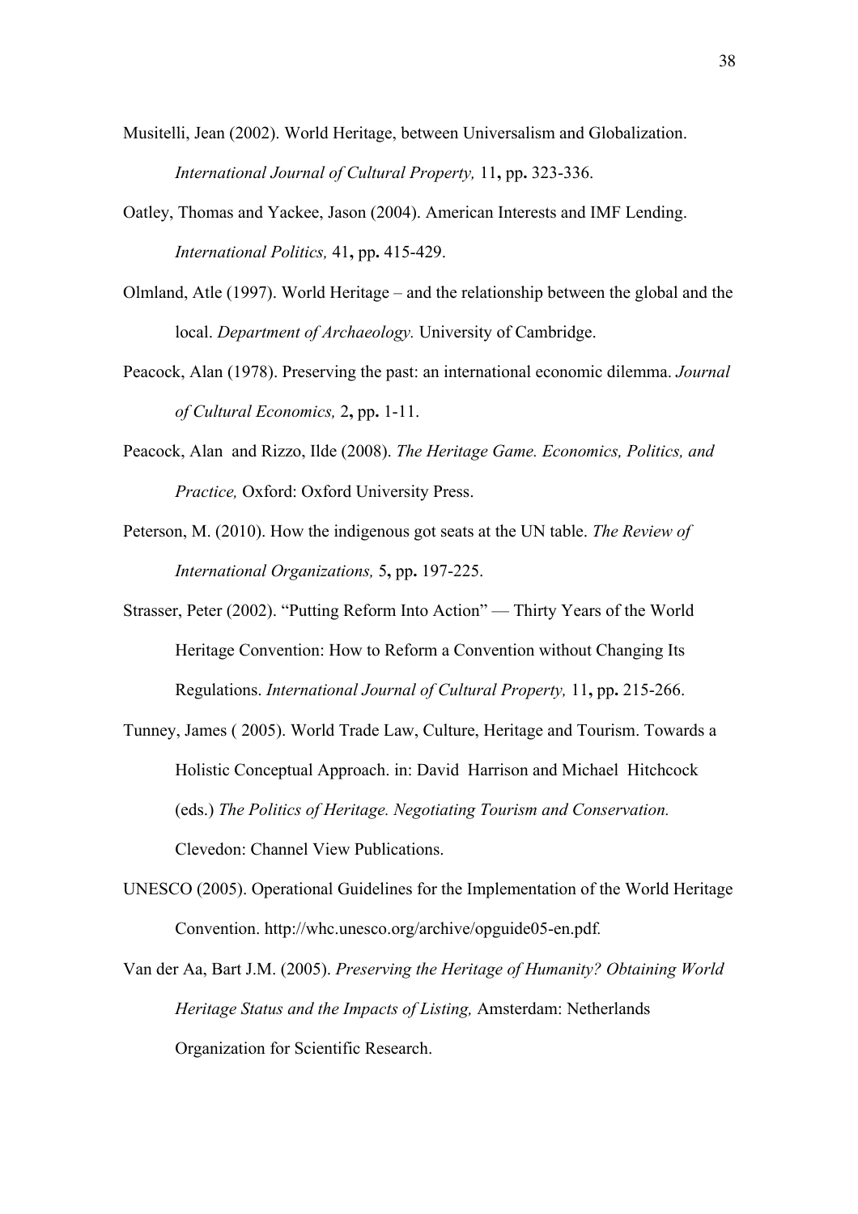Musitelli, Jean (2002). World Heritage, between Universalism and Globalization. *International Journal of Cultural Property,* 11**,** pp**.** 323-336.

Oatley, Thomas and Yackee, Jason (2004). American Interests and IMF Lending. *International Politics,* 41**,** pp**.** 415-429.

Olmland, Atle (1997). World Heritage – and the relationship between the global and the local. *Department of Archaeology.* University of Cambridge.

Peacock, Alan (1978). Preserving the past: an international economic dilemma. *Journal of Cultural Economics,* 2**,** pp**.** 1-11.

Peacock, Alan and Rizzo, Ilde (2008). *The Heritage Game. Economics, Politics, and Practice,* Oxford: Oxford University Press.

Peterson, M. (2010). How the indigenous got seats at the UN table. *The Review of International Organizations,* 5**,** pp**.** 197-225.

Strasser, Peter (2002). "Putting Reform Into Action" — Thirty Years of the World Heritage Convention: How to Reform a Convention without Changing Its Regulations. *International Journal of Cultural Property,* 11**,** pp**.** 215-266.

Tunney, James ( 2005). World Trade Law, Culture, Heritage and Tourism. Towards a Holistic Conceptual Approach. in: David Harrison and Michael Hitchcock (eds.) *The Politics of Heritage. Negotiating Tourism and Conservation.* Clevedon: Channel View Publications.

UNESCO (2005). Operational Guidelines for the Implementation of the World Heritage Convention. http://whc.unesco.org/archive/opguide05-en.pdf.

Van der Aa, Bart J.M. (2005). *Preserving the Heritage of Humanity? Obtaining World Heritage Status and the Impacts of Listing,* Amsterdam: Netherlands Organization for Scientific Research.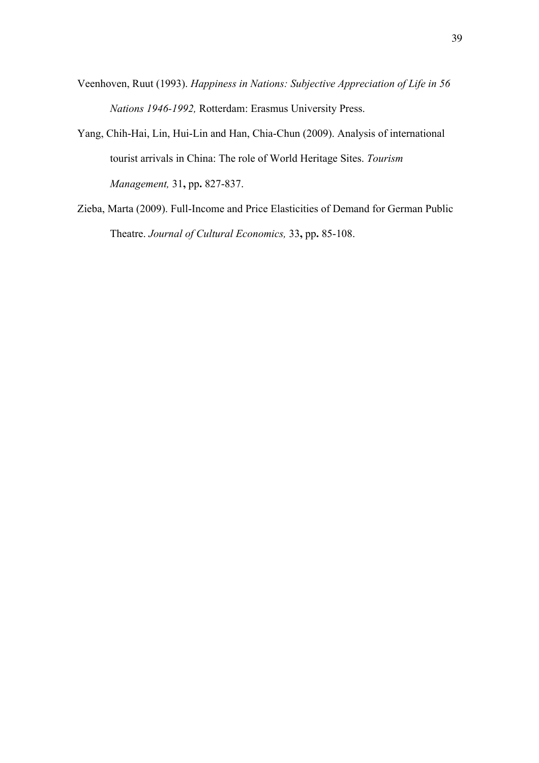Veenhoven, Ruut (1993). *Happiness in Nations: Subjective Appreciation of Life in 56 Nations 1946-1992,* Rotterdam: Erasmus University Press.

Yang, Chih-Hai, Lin, Hui-Lin and Han, Chia-Chun (2009). Analysis of international tourist arrivals in China: The role of World Heritage Sites. *Tourism Management,* 31**,** pp**.** 827-837.

Zieba, Marta (2009). Full-Income and Price Elasticities of Demand for German Public Theatre. *Journal of Cultural Economics,* 33**,** pp**.** 85-108.